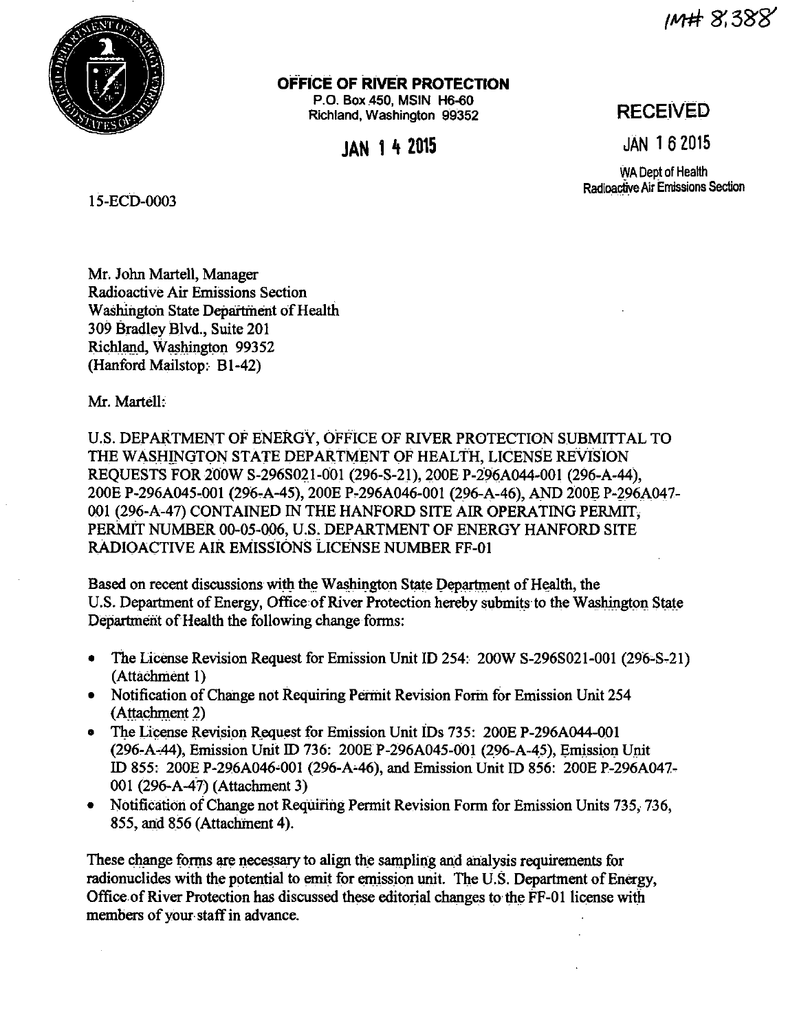IM# 8,388

**OFFICE OF RIVER PROTECTION**
P.O. Box 450, MSIN H6-60
Richland, Washington 99352

JAN 14 2015

RECEIVED
JAN 16 2015
WA Dept of Health
Radioactive Air Emissions Section

15-ECD-0003

Mr. John Martell, Manager
Radioactive Air Emissions Section
Washington State Department of Health
309 Bradley Blvd., Suite 201
Richland, Washington 99352
(Hanford Mailstop: B1-42)

Mr. Martell:

U.S. DEPARTMENT OF ENERGY, OFFICE OF RIVER PROTECTION SUBMITTAL TO THE WASHINGTON STATE DEPARTMENT OF HEALTH, LICENSE REVISION REQUESTS FOR 200W S-296S021-001 (296-S-21), 200E P-296A044-001 (296-A-44), 200E P-296A045-001 (296-A-45), 200E P-296A046-001 (296-A-46), AND 200E P-296A047-001 (296-A-47) CONTAINED IN THE HANFORD SITE AIR OPERATING PERMIT, PERMIT NUMBER 00-05-006, U.S. DEPARTMENT OF ENERGY HANFORD SITE RADIOACTIVE AIR EMISSIONS LICENSE NUMBER FF-01

Based on recent discussions with the Washington State Department of Health, the U.S. Department of Energy, Office of River Protection hereby submits to the Washington State Department of Health the following change forms:

- The License Revision Request for Emission Unit ID 254: 200W S-296S021-001 (296-S-21) (Attachment 1)
- Notification of Change not Requiring Permit Revision Form for Emission Unit 254 (Attachment 2)
- The License Revision Request for Emission Unit IDs 735: 200E P-296A044-001 (296-A-44), Emission Unit ID 736: 200E P-296A045-001 (296-A-45), Emission Unit ID 855: 200E P-296A046-001 (296-A-46), and Emission Unit ID 856: 200E P-296A047-001 (296-A-47) (Attachment 3)
- Notification of Change not Requiring Permit Revision Form for Emission Units 735, 736, 855, and 856 (Attachment 4).

These change forms are necessary to align the sampling and analysis requirements for radionuclides with the potential to emit for emission unit. The U.S. Department of Energy, Office of River Protection has discussed these editorial changes to the FF-01 license with members of your staff in advance.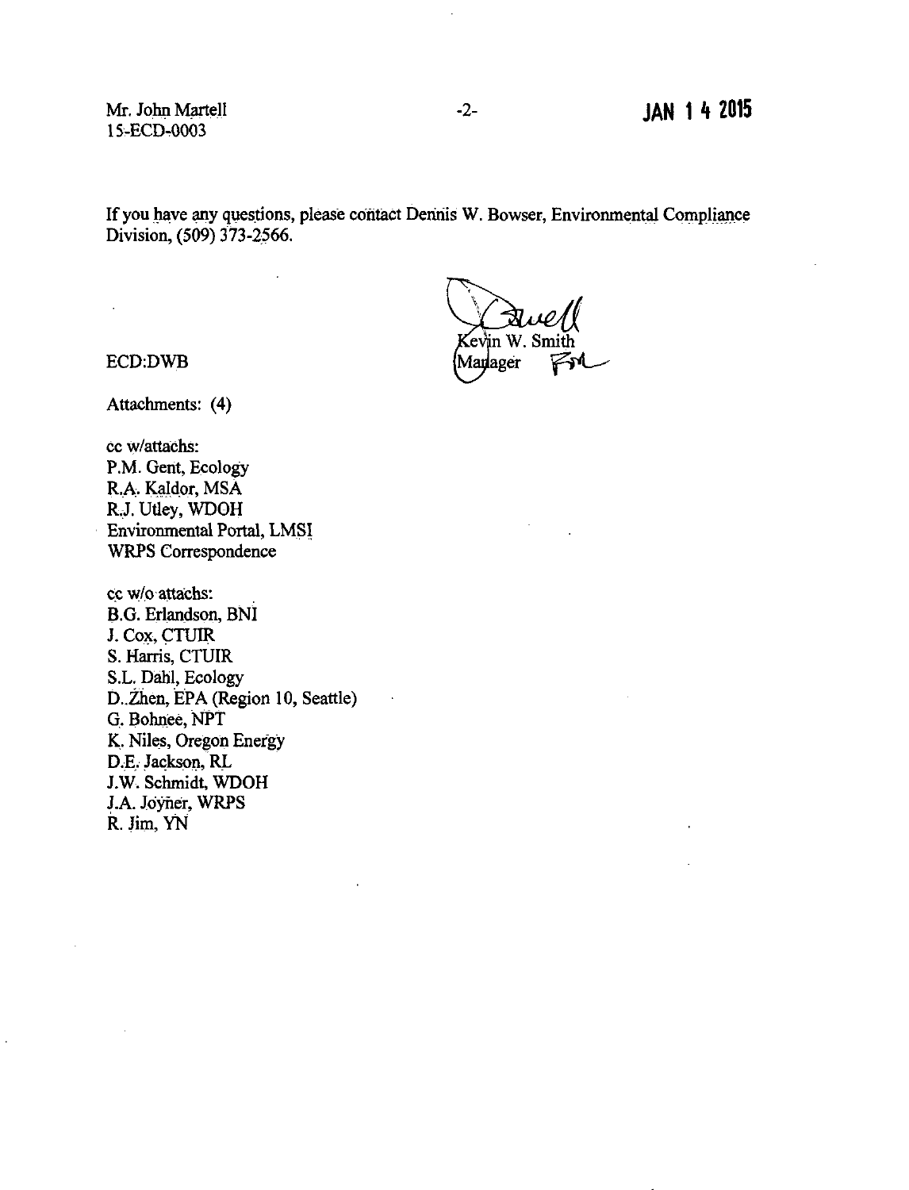Mr. John Martell
15-ECD-0003

JAN 14 2015

If you have any questions, please contact Dennis W. Bowser, Environmental Compliance Division, (509) 373-2566.

Kevin W. Smith
Manager

ECD:DWB

Attachments: (4)

cc w/attachs:
P.M. Gent, Ecology
R.A. Kaldor, MSA
R.J. Utley, WDOH
Environmental Portal, LMSI
WRPS Correspondence

cc w/o attachs:
B.G. Erlandson, BNI
J. Cox, CTUIR
S. Harris, CTUIR
S.L. Dahl, Ecology
D. Zhen, EPA (Region 10, Seattle)
G. Bohnee, NPT
K. Niles, Oregon Energy
D.E. Jackson, RL
J.W. Schmidt, WDOH
J.A. Joyner, WRPS
R. Jim, YN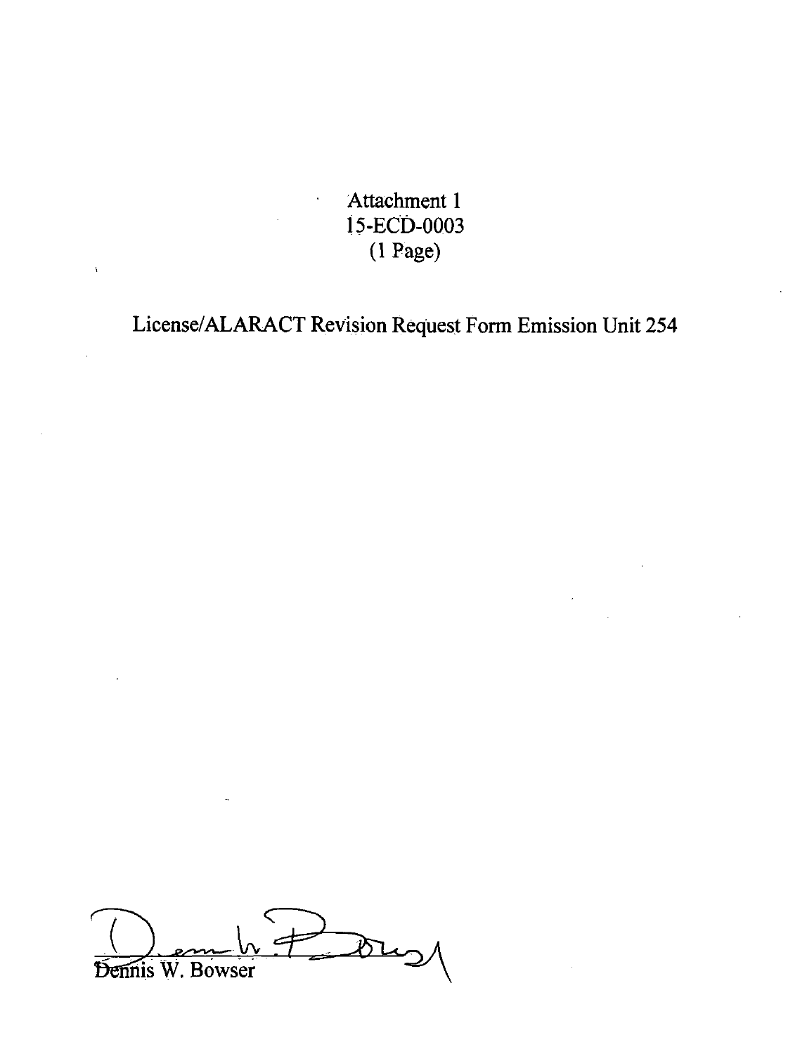Attachment 1
15-ECD-0003
(1 Page)

License/ALARACT Revision Request Form Emission Unit 254

Dennis W. Bowser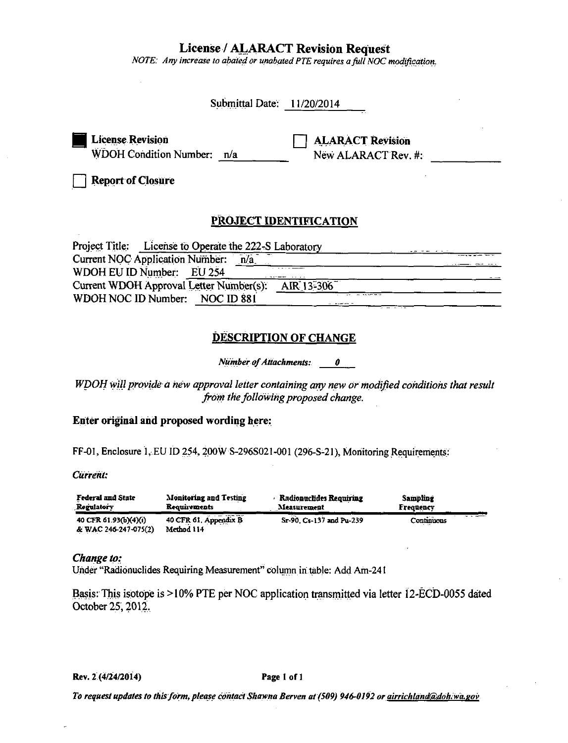# License / ALARACT Revision Request

*NOTE: Any increase to abated or unabated PTE requires a full NOC modification.*

Submittal Date: 11/20/2014

■ **License Revision**
WDOH Condition Number: n/a

☐ **ALARACT Revision**
New ALARACT Rev. #:

☐ **Report of Closure**

## PROJECT IDENTIFICATION

Project Title: License to Operate the 222-S Laboratory
Current NOC Application Number: n/a
WDOH EU ID Number: EU 254
Current WDOH Approval Letter Number(s): AIR 13-306
WDOH NOC ID Number: NOC ID 881

## DESCRIPTION OF CHANGE

*Number of Attachments:* ***0***

*WDOH will provide a new approval letter containing any new or modified conditions that result from the following proposed change.*

### Enter original and proposed wording here:

FF-01, Enclosure 1, EU ID 254, 200W S-296S021-001 (296-S-21), Monitoring Requirements:

***Current:***

| Federal and State Regulatory | Monitoring and Testing Requirements | Radionuclides Requiring Measurement | Sampling Frequency |
|---|---|---|---|
| 40 CFR 61.93(b)(4)(i) & WAC 246-247-075(2) | 40 CFR 61, Appendix B Method 114 | Sr-90, Cs-137 and Pu-239 | Continuous |

***Change to:***
Under "Radionuclides Requiring Measurement" column in table: Add Am-241

Basis: This isotope is >10% PTE per NOC application transmitted via letter 12-ECD-0055 dated October 25, 2012.

**Rev. 2 (4/24/2014)**

***To request updates to this form, please contact Shawna Berven at (509) 946-0192 or airrichland@doh.wa.gov***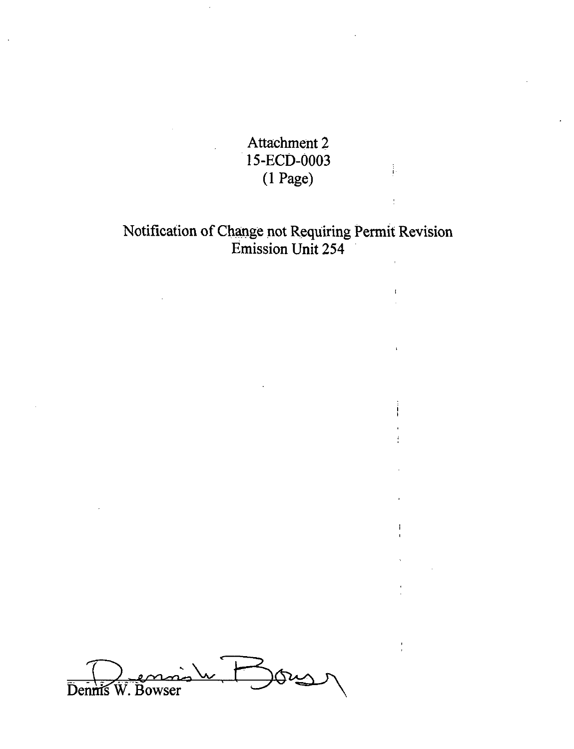Attachment 2
15-ECD-0003
(1 Page)

Notification of Change not Requiring Permit Revision
Emission Unit 254

Dennis W. Bowser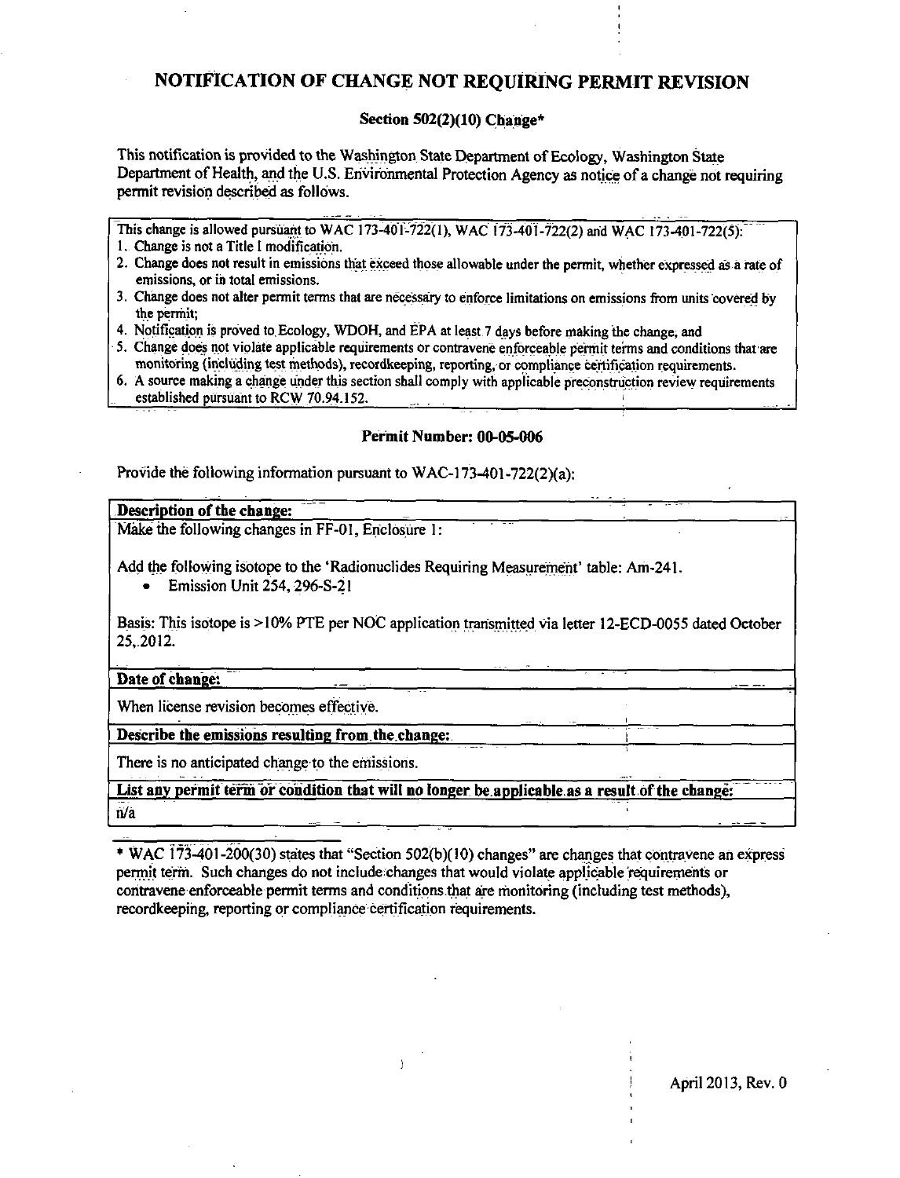# NOTIFICATION OF CHANGE NOT REQUIRING PERMIT REVISION

**Section 502(2)(10) Change***

This notification is provided to the Washington State Department of Ecology, Washington State Department of Health, and the U.S. Environmental Protection Agency as notice of a change not requiring permit revision described as follows.

| This change is allowed pursuant to WAC 173-401-722(1), WAC 173-401-722(2) and WAC 173-401-722(5): |
|---|
| 1. Change is not a Title I modification. |
| 2. Change does not result in emissions that exceed those allowable under the permit, whether expressed as a rate of emissions, or in total emissions. |
| 3. Change does not alter permit terms that are necessary to enforce limitations on emissions from units covered by the permit; |
| 4. Notification is proved to Ecology, WDOH, and EPA at least 7 days before making the change, and |
| 5. Change does not violate applicable requirements or contravene enforceable permit terms and conditions that are monitoring (including test methods), recordkeeping, reporting, or compliance certification requirements. |
| 6. A source making a change under this section shall comply with applicable preconstruction review requirements established pursuant to RCW 70.94.152. |

**Permit Number: 00-05-006**

Provide the following information pursuant to WAC-173-401-722(2)(a):

**Description of the change:**

Make the following changes in FF-01, Enclosure 1:

Add the following isotope to the 'Radionuclides Requiring Measurement' table: Am-241.

- Emission Unit 254, 296-S-21

Basis: This isotope is >10% PTE per NOC application transmitted via letter 12-ECD-0055 dated October 25, 2012.

**Date of change:**

When license revision becomes effective.

**Describe the emissions resulting from the change:**

There is no anticipated change to the emissions.

**List any permit term or condition that will no longer be applicable as a result of the change:**

n/a

* WAC 173-401-200(30) states that "Section 502(b)(10) changes" are changes that contravene an express permit term. Such changes do not include changes that would violate applicable requirements or contravene enforceable permit terms and conditions that are monitoring (including test methods), recordkeeping, reporting or compliance certification requirements.

April 2013, Rev. 0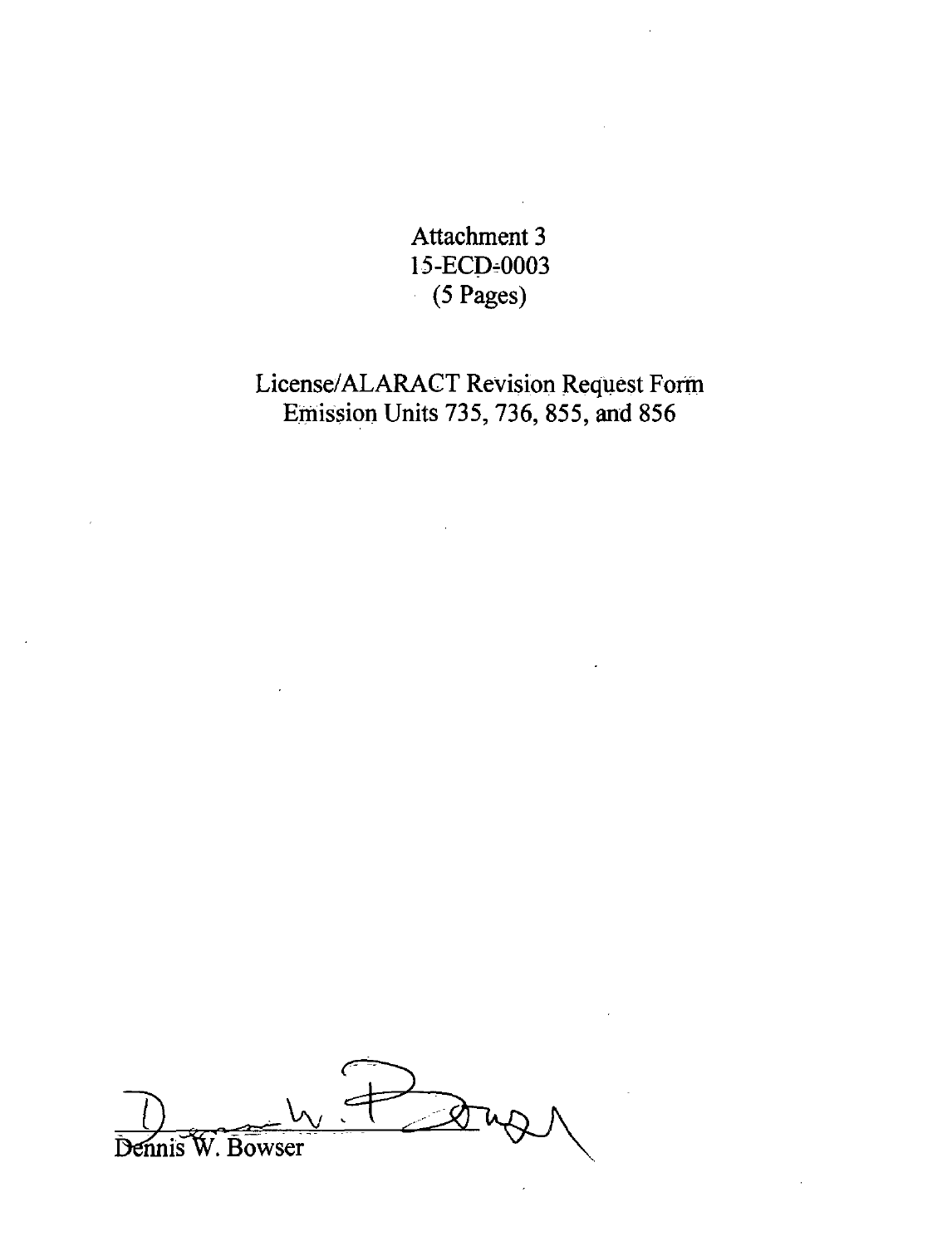Attachment 3
15-ECD-0003
(5 Pages)

License/ALARACT Revision Request Form
Emission Units 735, 736, 855, and 856

Dennis W. Bowser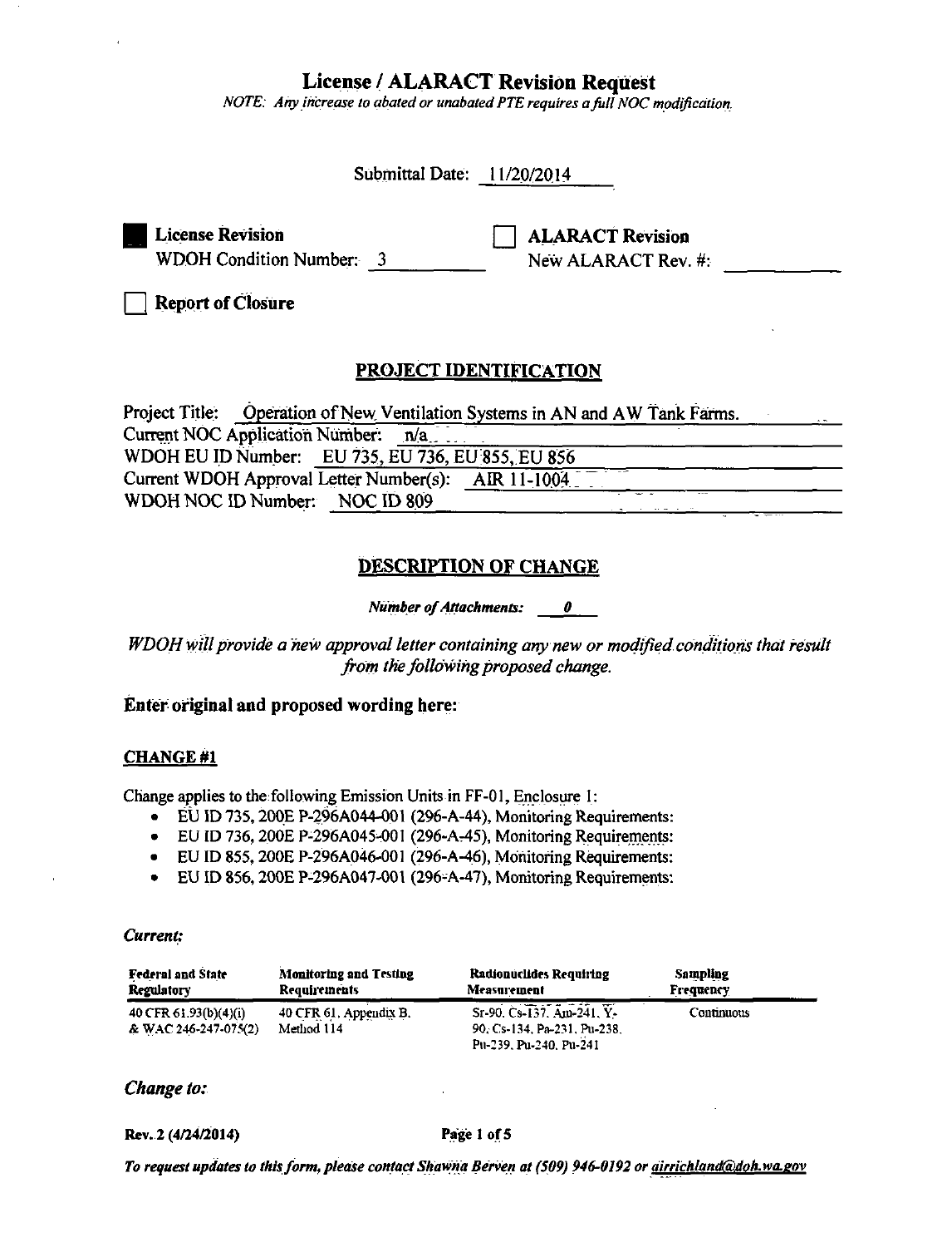# License / ALARACT Revision Request

*NOTE: Any increase to abated or unabated PTE requires a full NOC modification.*

Submittal Date: 11/20/2014

■ **License Revision**
WDOH Condition Number: 3

☐ **ALARACT Revision**
New ALARACT Rev. #:

☐ **Report of Closure**

## PROJECT IDENTIFICATION

Project Title: Operation of New Ventilation Systems in AN and AW Tank Farms.
Current NOC Application Number: n/a
WDOH EU ID Number: EU 735, EU 736, EU 855, EU 856
Current WDOH Approval Letter Number(s): AIR 11-1004
WDOH NOC ID Number: NOC ID 809

## DESCRIPTION OF CHANGE

*Number of Attachments:* ***0***

*WDOH will provide a new approval letter containing any new or modified conditions that result from the following proposed change.*

**Enter original and proposed wording here:**

### CHANGE #1

Change applies to the following Emission Units in FF-01, Enclosure 1:

- EU ID 735, 200E P-296A044-001 (296-A-44), Monitoring Requirements:
- EU ID 736, 200E P-296A045-001 (296-A-45), Monitoring Requirements:
- EU ID 855, 200E P-296A046-001 (296-A-46), Monitoring Requirements:
- EU ID 856, 200E P-296A047-001 (296-A-47), Monitoring Requirements:

***Current:***

| Federal and State Regulatory | Monitoring and Testing Requirements | Radionuclides Requiring Measurement | Sampling Frequency |
|---|---|---|---|
| 40 CFR 61.93(b)(4)(i) & WAC 246-247-075(2) | 40 CFR 61, Appendix B, Method 114 | Sr-90, Cs-137, Am-241, Y-90, Cs-134, Pa-231, Pu-238, Pu-239, Pu-240, Pu-241 | Continuous |

***Change to:***

Rev. 2 (4/24/2014)

*To request updates to this form, please contact Shawna Berven at (509) 946-0192 or airrichland@doh.wa.gov*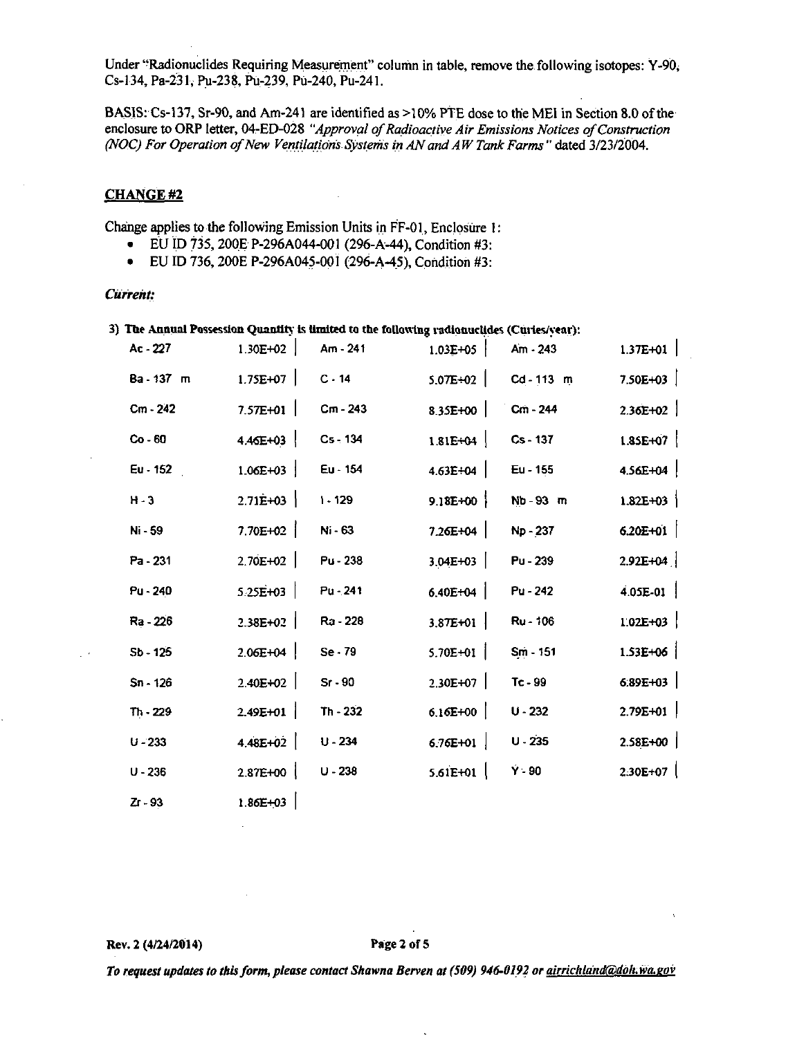Under "Radionuclides Requiring Measurement" column in table, remove the following isotopes: Y-90, Cs-134, Pa-231, Pu-238, Pu-239, Pu-240, Pu-241.

BASIS: Cs-137, Sr-90, and Am-241 are identified as >10% PTE dose to the MEI in Section 8.0 of the enclosure to ORP letter, 04-ED-028 *"Approval of Radioactive Air Emissions Notices of Construction (NOC) For Operation of New Ventilations Systems in AN and AW Tank Farms"* dated 3/23/2004.

## CHANGE #2

Change applies to the following Emission Units in FF-01, Enclosure 1:

- EU ID 735, 200E P-296A044-001 (296-A-44), Condition #3:
- EU ID 736, 200E P-296A045-001 (296-A-45), Condition #3:

***Current:***

**3) The Annual Possession Quantity is limited to the following radionuclides (Curies/year):**

| | | | | | |
|---|---|---|---|---|---|
| Ac - 227 | 1.30E+02 | Am - 241 | 1.03E+05 | Am - 243 | 1.37E+01 |
| Ba - 137 m | 1.75E+07 | C - 14 | 5.07E+02 | Cd - 113 m | 7.50E+03 |
| Cm - 242 | 7.57E+01 | Cm - 243 | 8.35E+00 | Cm - 244 | 2.36E+02 |
| Co - 60 | 4.46E+03 | Cs - 134 | 1.81E+04 | Cs - 137 | 1.85E+07 |
| Eu - 152 | 1.06E+03 | Eu - 154 | 4.63E+04 | Eu - 155 | 4.56E+04 |
| H - 3 | 2.71E+03 | I - 129 | 9.18E+00 | Nb - 93 m | 1.82E+03 |
| Ni - 59 | 7.70E+02 | Ni - 63 | 7.26E+04 | Np - 237 | 6.20E+01 |
| Pa - 231 | 2.70E+02 | Pu - 238 | 3.04E+03 | Pu - 239 | 2.92E+04 |
| Pu - 240 | 5.25E+03 | Pu - 241 | 6.40E+04 | Pu - 242 | 4.05E-01 |
| Ra - 226 | 2.38E+02 | Ra - 228 | 3.87E+01 | Ru - 106 | 1.02E+03 |
| Sb - 125 | 2.06E+04 | Se - 79 | 5.70E+01 | Sm - 151 | 1.53E+06 |
| Sn - 126 | 2.40E+02 | Sr - 90 | 2.30E+07 | Tc - 99 | 6.89E+03 |
| Th - 229 | 2.49E+01 | Th - 232 | 6.16E+00 | U - 232 | 2.79E+01 |
| U - 233 | 4.48E+02 | U - 234 | 6.76E+01 | U - 235 | 2.58E+00 |
| U - 236 | 2.87E+00 | U - 238 | 5.61E+01 | Y - 90 | 2.30E+07 |
| Zr - 93 | 1.86E+03 | | | | |

Rev. 2 (4/24/2014)

*To request updates to this form, please contact Shawna Berven at (509) 946-0192 or airrichland@doh.wa.gov*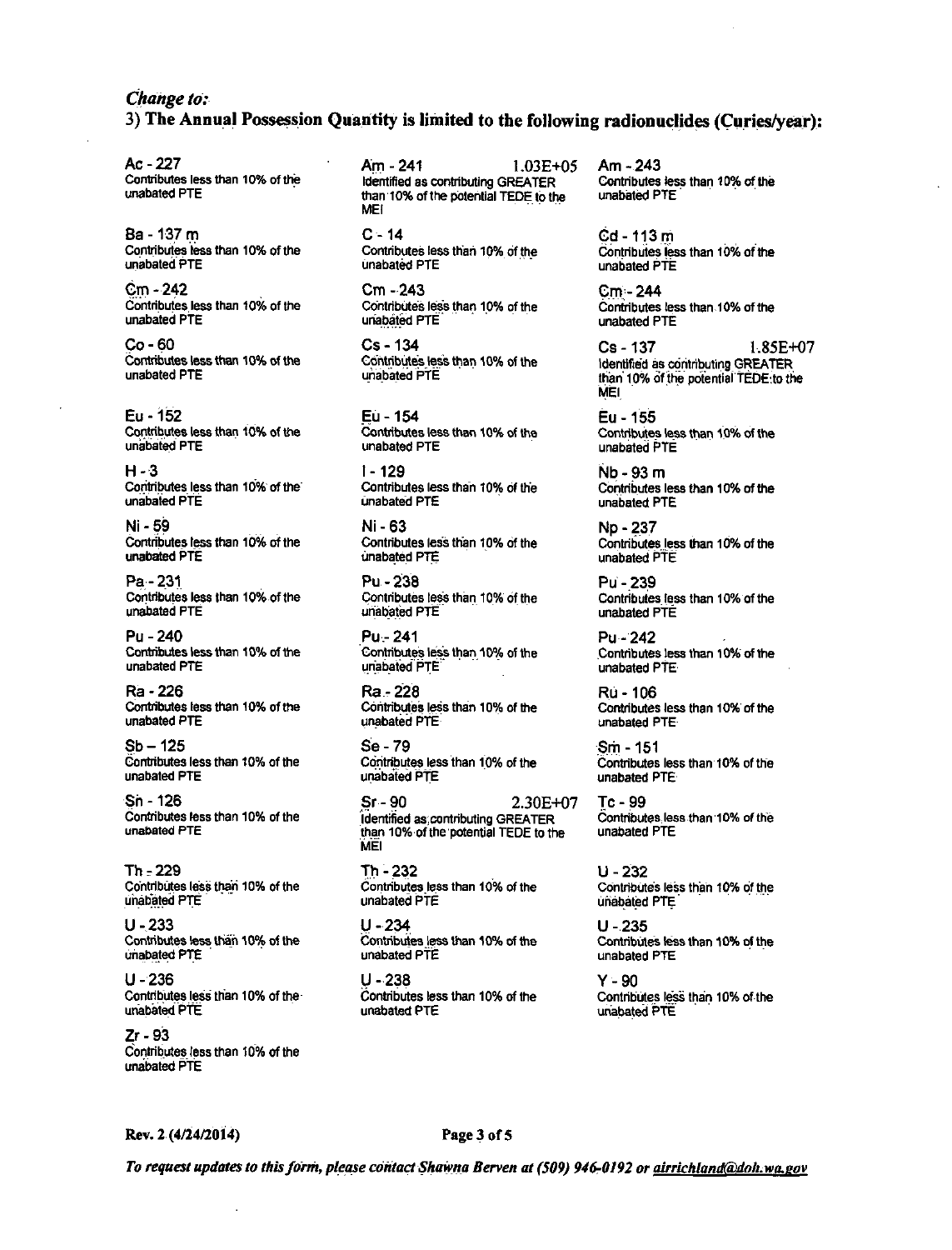*Change to:*

**3) The Annual Possession Quantity is limited to the following radionuclides (Curies/year):**

Ac - 227
Contributes less than 10% of the unabated PTE

Am - 241 1.03E+05
Identified as contributing GREATER than 10% of the potential TEDE to the MEI

Am - 243
Contributes less than 10% of the unabated PTE

Ba - 137 m
Contributes less than 10% of the unabated PTE

C - 14
Contributes less than 10% of the unabated PTE

Cd - 113 m
Contributes less than 10% of the unabated PTE

Cm - 242
Contributes less than 10% of the unabated PTE

Cm - 243
Contributes less than 10% of the unabated PTE

Cm - 244
Contributes less than 10% of the unabated PTE

Co - 60
Contributes less than 10% of the unabated PTE

Cs - 134
Contributes less than 10% of the unabated PTE

Cs - 137 1.85E+07
Identified as contributing GREATER than 10% of the potential TEDE to the MEI

Eu - 152
Contributes less than 10% of the unabated PTE

Eu - 154
Contributes less than 10% of the unabated PTE

Eu - 155
Contributes less than 10% of the unabated PTE

H - 3
Contributes less than 10% of the unabated PTE

I - 129
Contributes less than 10% of the unabated PTE

Nb - 93 m
Contributes less than 10% of the unabated PTE

Ni - 59
Contributes less than 10% of the unabated PTE

Ni - 63
Contributes less than 10% of the unabated PTE

Np - 237
Contributes less than 10% of the unabated PTE

Pa - 231
Contributes less than 10% of the unabated PTE

Pu - 238
Contributes less than 10% of the unabated PTE

Pu - 239
Contributes less than 10% of the unabated PTE

Pu - 240
Contributes less than 10% of the unabated PTE

Pu - 241
Contributes less than 10% of the unabated PTE

Pu - 242
Contributes less than 10% of the unabated PTE

Ra - 226
Contributes less than 10% of the unabated PTE

Ra - 228
Contributes less than 10% of the unabated PTE

Ru - 106
Contributes less than 10% of the unabated PTE

Sb – 125
Contributes less than 10% of the unabated PTE

Se - 79
Contributes less than 10% of the unabated PTE

Sm - 151
Contributes less than 10% of the unabated PTE

Sn - 126
Contributes less than 10% of the unabated PTE

Sr - 90 2.30E+07
Identified as contributing GREATER than 10% of the potential TEDE to the MEI

Tc - 99
Contributes less than 10% of the unabated PTE

Th - 229
Contributes less than 10% of the unabated PTE

Th - 232
Contributes less than 10% of the unabated PTE

U - 232
Contributes less than 10% of the unabated PTE

U - 233
Contributes less than 10% of the unabated PTE

U - 234
Contributes less than 10% of the unabated PTE

U - 235
Contributes less than 10% of the unabated PTE

U - 236
Contributes less than 10% of the unabated PTE

U - 238
Contributes less than 10% of the unabated PTE

Y - 90
Contributes less than 10% of the unabated PTE

Zr - 93
Contributes less than 10% of the unabated PTE

Rev. 2 (4/24/2014)

*To request updates to this form, please contact Shawna Berven at (509) 946-0192 or airrichland@doh.wa.gov*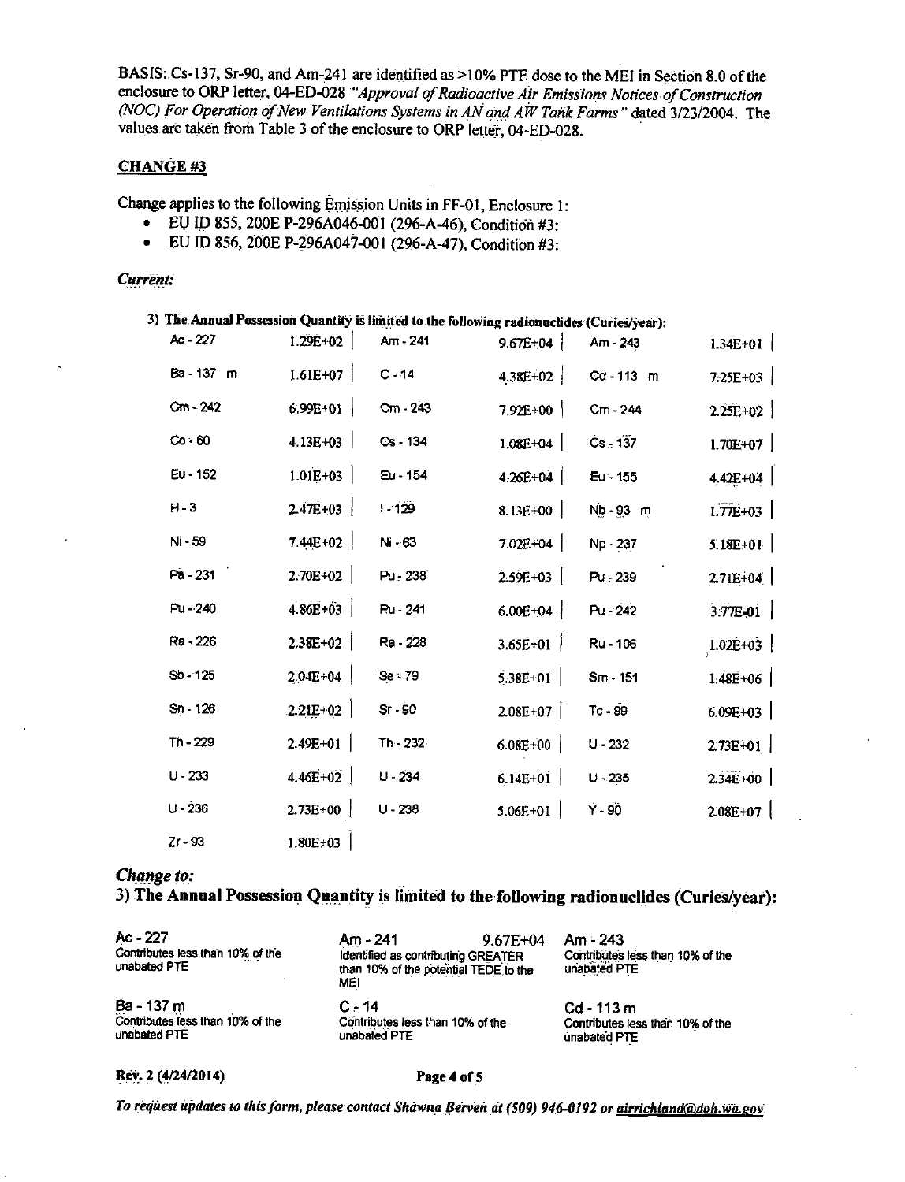BASIS: Cs-137, Sr-90, and Am-241 are identified as >10% PTE dose to the MEI in Section 8.0 of the enclosure to ORP letter, 04-ED-028 *"Approval of Radioactive Air Emissions Notices of Construction (NOC) For Operation of New Ventilations Systems in AN and AW Tank Farms"* dated 3/23/2004. The values are taken from Table 3 of the enclosure to ORP letter, 04-ED-028.

## CHANGE #3

Change applies to the following Emission Units in FF-01, Enclosure 1:

- EU ID 855, 200E P-296A046-001 (296-A-46), Condition #3:
- EU ID 856, 200E P-296A047-001 (296-A-47), Condition #3:

***Current:***

**3) The Annual Possession Quantity is limited to the following radionuclides (Curies/year):**

| | | | | | |
|---|---|---|---|---|---|
| Ac - 227 | 1.29E+02 | Am - 241 | 9.67E+04 | Am - 243 | 1.34E+01 |
| Ba - 137 m | 1.61E+07 | C - 14 | 4.38E+02 | Cd - 113 m | 7.25E+03 |
| Cm - 242 | 6.99E+01 | Cm - 243 | 7.92E+00 | Cm - 244 | 2.25E+02 |
| Co - 60 | 4.13E+03 | Cs - 134 | 1.08E+04 | Cs - 137 | 1.70E+07 |
| Eu - 152 | 1.01E+03 | Eu - 154 | 4.26E+04 | Eu - 155 | 4.42E+04 |
| H - 3 | 2.47E+03 | I - 129 | 8.13E+00 | Nb - 93 m | 1.77E+03 |
| Ni - 59 | 7.44E+02 | Ni - 63 | 7.02E+04 | Np - 237 | 5.18E+01 |
| Pa - 231 | 2.70E+02 | Pu - 238 | 2.59E+03 | Pu - 239 | 2.71E+04 |
| Pu - 240 | 4.86E+03 | Pu - 241 | 6.00E+04 | Pu - 242 | 3.77E-01 |
| Ra - 226 | 2.38E+02 | Ra - 228 | 3.65E+01 | Ru - 106 | 1.02E+03 |
| Sb - 125 | 2.04E+04 | Se - 79 | 5.38E+01 | Sm - 151 | 1.48E+06 |
| Sn - 126 | 2.21E+02 | Sr - 90 | 2.08E+07 | Tc - 99 | 6.09E+03 |
| Th - 229 | 2.49E+01 | Th - 232 | 6.08E+00 | U - 232 | 2.73E+01 |
| U - 233 | 4.46E+02 | U - 234 | 6.14E+01 | U - 235 | 2.34E+00 |
| U - 236 | 2.73E+00 | U - 238 | 5.06E+01 | Y - 90 | 2.08E+07 |
| Zr - 93 | 1.80E+03 | | | | |

***Change to:***

**3) The Annual Possession Quantity is limited to the following radionuclides (Curies/year):**

| | | |
|---|---|---|
| Ac - 227<br>Contributes less than 10% of the unabated PTE | Am - 241 9.67E+04<br>Identified as contributing GREATER than 10% of the potential TEDE to the MEI | Am - 243<br>Contributes less than 10% of the unabated PTE |
| Ba - 137 m<br>Contributes less than 10% of the unabated PTE | C - 14<br>Contributes less than 10% of the unabated PTE | Cd - 113 m<br>Contributes less than 10% of the unabated PTE |

Rev. 2 (4/24/2014)

*To request updates to this form, please contact Shawna Berven at (509) 946-0192 or airrichland@doh.wa.gov*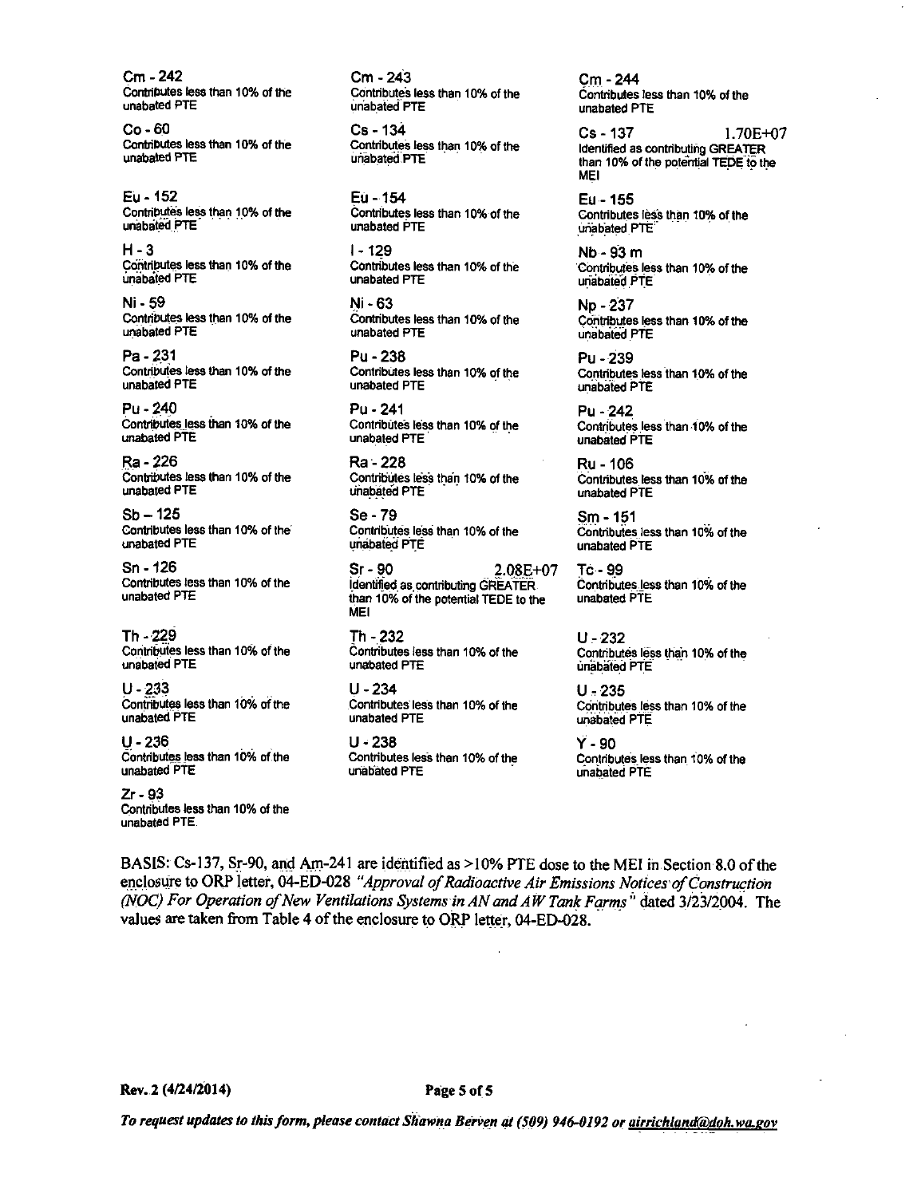Cm - 242
Contributes less than 10% of the unabated PTE

Cm - 243
Contributes less than 10% of the unabated PTE

Cm - 244
Contributes less than 10% of the unabated PTE

Co - 60
Contributes less than 10% of the unabated PTE

Cs - 134
Contributes less than 10% of the unabated PTE

Cs - 137 1.70E+07
Identified as contributing GREATER than 10% of the potential TEDE to the MEI

Eu - 152
Contributes less than 10% of the unabated PTE

Eu - 154
Contributes less than 10% of the unabated PTE

Eu - 155
Contributes less than 10% of the unabated PTE

H - 3
Contributes less than 10% of the unabated PTE

I - 129
Contributes less than 10% of the unabated PTE

Nb - 93 m
Contributes less than 10% of the unabated PTE

Ni - 59
Contributes less than 10% of the unabated PTE

Ni - 63
Contributes less than 10% of the unabated PTE

Np - 237
Contributes less than 10% of the unabated PTE

Pa - 231
Contributes less than 10% of the unabated PTE

Pu - 238
Contributes less than 10% of the unabated PTE

Pu - 239
Contributes less than 10% of the unabated PTE

Pu - 240
Contributes less than 10% of the unabated PTE

Pu - 241
Contributes less than 10% of the unabated PTE

Pu - 242
Contributes less than 10% of the unabated PTE

Ra - 226
Contributes less than 10% of the unabated PTE

Ra - 228
Contributes less than 10% of the unabated PTE

Ru - 106
Contributes less than 10% of the unabated PTE

Sb – 125
Contributes less than 10% of the unabated PTE

Se - 79
Contributes less than 10% of the unabated PTE

Sm - 151
Contributes less than 10% of the unabated PTE

Sn - 126
Contributes less than 10% of the unabated PTE

Sr - 90 2.08E+07
Identified as contributing GREATER than 10% of the potential TEDE to the MEI

Tc - 99
Contributes less than 10% of the unabated PTE

Th - 229
Contributes less than 10% of the unabated PTE

Th - 232
Contributes less than 10% of the unabated PTE

U - 232
Contributes less than 10% of the unabated PTE

U - 233
Contributes less than 10% of the unabated PTE

U - 234
Contributes less than 10% of the unabated PTE

U - 235
Contributes less than 10% of the unabated PTE

U - 236
Contributes less than 10% of the unabated PTE

U - 238
Contributes less than 10% of the unabated PTE

Y - 90
Contributes less than 10% of the unabated PTE

Zr - 93
Contributes less than 10% of the unabated PTE

BASIS: Cs-137, Sr-90, and Am-241 are identified as >10% PTE dose to the MEI in Section 8.0 of the enclosure to ORP letter, 04-ED-028 *"Approval of Radioactive Air Emissions Notices of Construction (NOC) For Operation of New Ventilations Systems in AN and AW Tank Farms"* dated 3/23/2004. The values are taken from Table 4 of the enclosure to ORP letter, 04-ED-028.

**Rev. 2 (4/24/2014)**

*To request updates to this form, please contact Shawna Berven at (509) 946-0192 or airrichland@doh.wa.gov*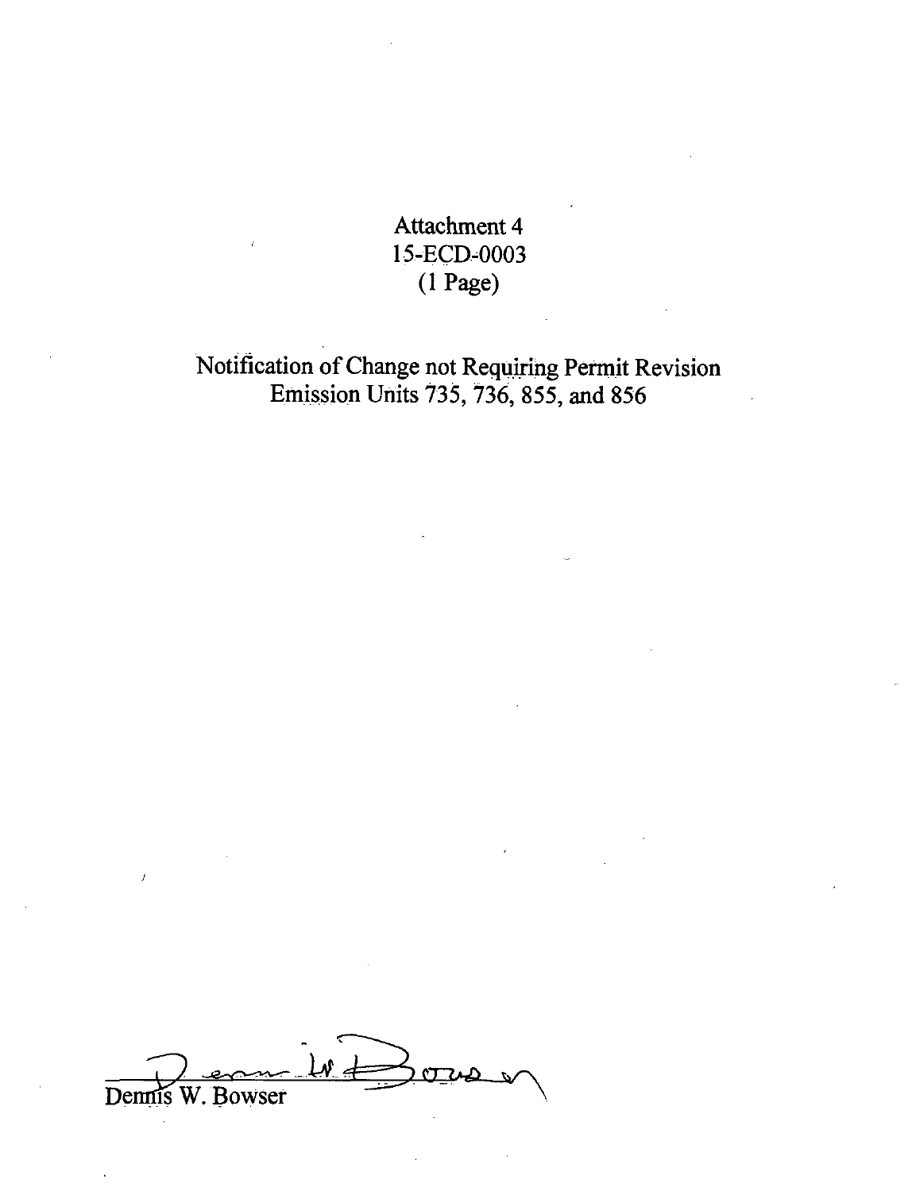Attachment 4
15-ECD-0003
(1 Page)

Notification of Change not Requiring Permit Revision
Emission Units 735, 736, 855, and 856

Dennis W. Bowser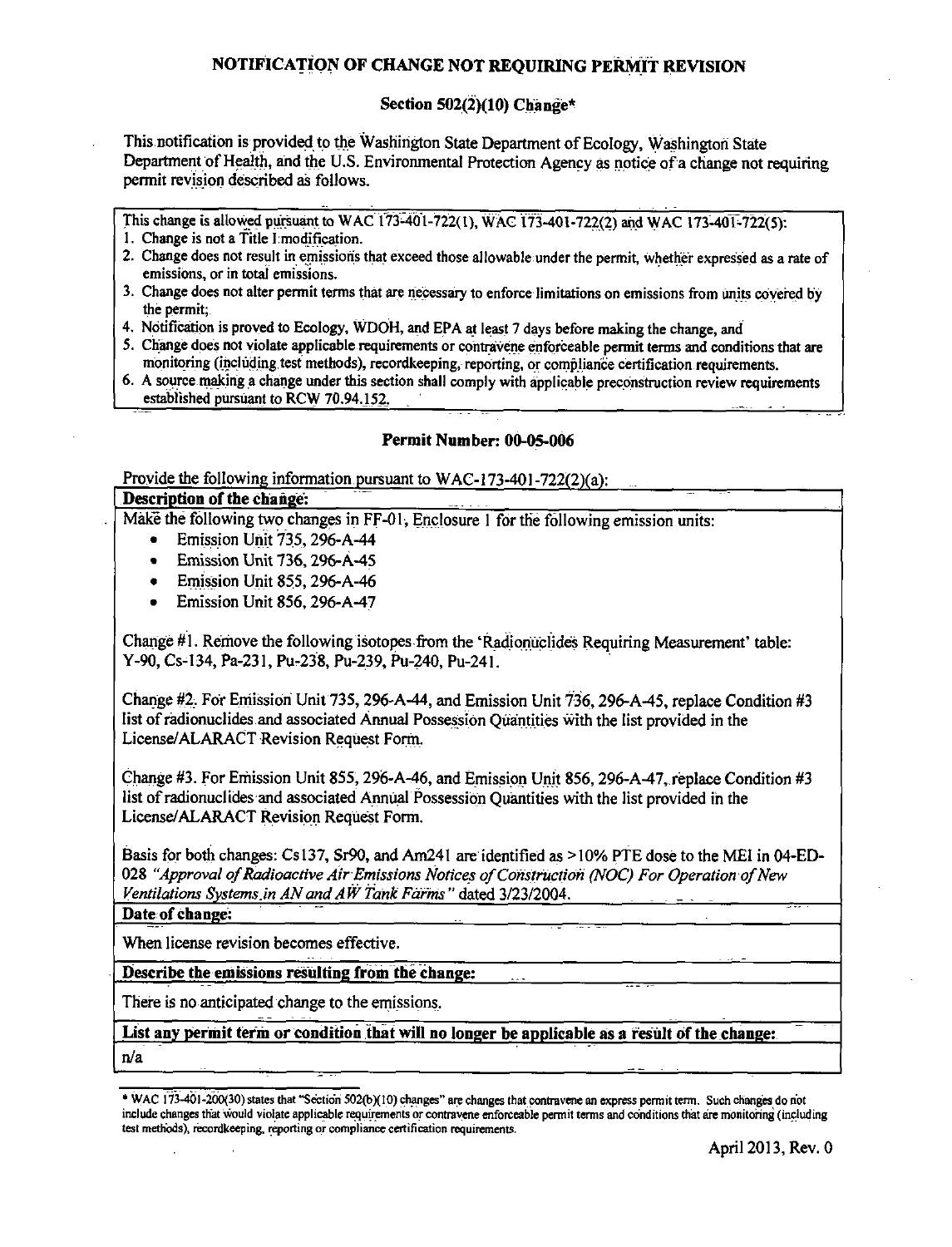# NOTIFICATION OF CHANGE NOT REQUIRING PERMIT REVISION

## Section 502(2)(10) Change*

This notification is provided to the Washington State Department of Ecology, Washington State Department of Health, and the U.S. Environmental Protection Agency as notice of a change not requiring permit revision described as follows.

This change is allowed pursuant to WAC 173-401-722(1), WAC 173-401-722(2) and WAC 173-401-722(5):

1. Change is not a Title I modification.
2. Change does not result in emissions that exceed those allowable under the permit, whether expressed as a rate of emissions, or in total emissions.
3. Change does not alter permit terms that are necessary to enforce limitations on emissions from units covered by the permit;
4. Notification is proved to Ecology, WDOH, and EPA at least 7 days before making the change, and
5. Change does not violate applicable requirements or contravene enforceable permit terms and conditions that are monitoring (including test methods), recordkeeping, reporting, or compliance certification requirements.
6. A source making a change under this section shall comply with applicable preconstruction review requirements established pursuant to RCW 70.94.152.

**Permit Number: 00-05-006**

Provide the following information pursuant to WAC-173-401-722(2)(a):

**Description of the change:**

Make the following two changes in FF-01, Enclosure 1 for the following emission units:

- Emission Unit 735, 296-A-44
- Emission Unit 736, 296-A-45
- Emission Unit 855, 296-A-46
- Emission Unit 856, 296-A-47

Change #1. Remove the following isotopes from the 'Radionuclides Requiring Measurement' table: Y-90, Cs-134, Pa-231, Pu-238, Pu-239, Pu-240, Pu-241.

Change #2. For Emission Unit 735, 296-A-44, and Emission Unit 736, 296-A-45, replace Condition #3 list of radionuclides and associated Annual Possession Quantities with the list provided in the License/ALARACT Revision Request Form.

Change #3. For Emission Unit 855, 296-A-46, and Emission Unit 856, 296-A-47, replace Condition #3 list of radionuclides and associated Annual Possession Quantities with the list provided in the License/ALARACT Revision Request Form.

Basis for both changes: Cs137, Sr90, and Am241 are identified as >10% PTE dose to the MEI in 04-ED-028 *"Approval of Radioactive Air Emissions Notices of Construction (NOC) For Operation of New Ventilations Systems in AN and AW Tank Farms"* dated 3/23/2004.

**Date of change:**

When license revision becomes effective.

**Describe the emissions resulting from the change:**

There is no anticipated change to the emissions.

**List any permit term or condition that will no longer be applicable as a result of the change:**

n/a

---

* WAC 173-401-200(30) states that "Section 502(b)(10) changes" are changes that contravene an express permit term. Such changes do not include changes that would violate applicable requirements or contravene enforceable permit terms and conditions that are monitoring (including test methods), recordkeeping, reporting or compliance certification requirements.

April 2013, Rev. 0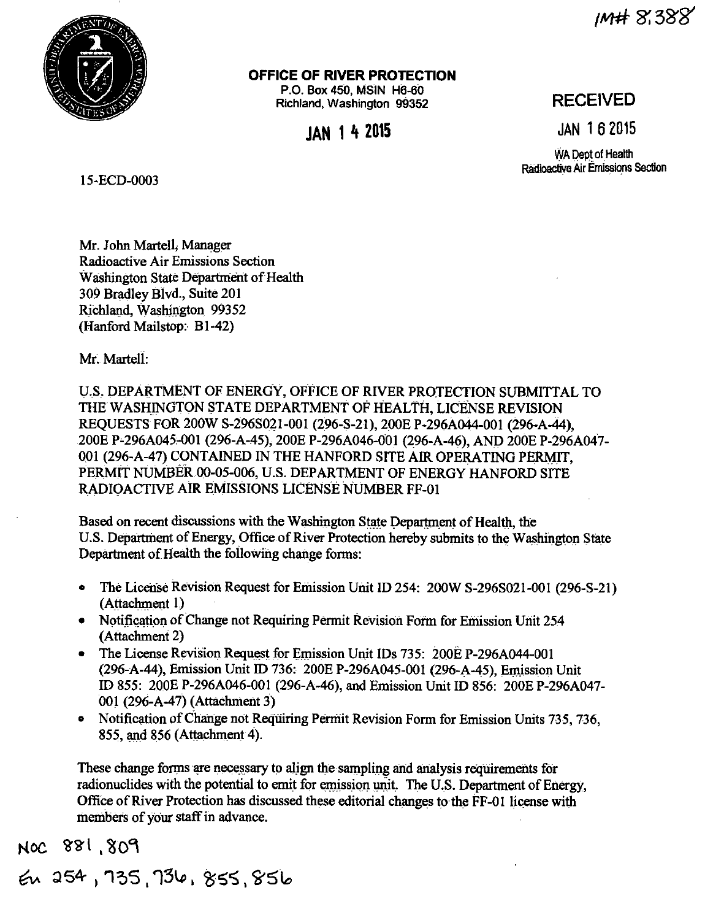IM# 8,388

**OFFICE OF RIVER PROTECTION**
P.O. Box 450, MSIN H6-60
Richland, Washington 99352

**JAN 14 2015**

**RECEIVED**

JAN 16 2015

WA Dept of Health
Radioactive Air Emissions Section

15-ECD-0003

Mr. John Martell, Manager
Radioactive Air Emissions Section
Washington State Department of Health
309 Bradley Blvd., Suite 201
Richland, Washington 99352
(Hanford Mailstop: B1-42)

Mr. Martell:

U.S. DEPARTMENT OF ENERGY, OFFICE OF RIVER PROTECTION SUBMITTAL TO THE WASHINGTON STATE DEPARTMENT OF HEALTH, LICENSE REVISION REQUESTS FOR 200W S-296S021-001 (296-S-21), 200E P-296A044-001 (296-A-44), 200E P-296A045-001 (296-A-45), 200E P-296A046-001 (296-A-46), AND 200E P-296A047-001 (296-A-47) CONTAINED IN THE HANFORD SITE AIR OPERATING PERMIT, PERMIT NUMBER 00-05-006, U.S. DEPARTMENT OF ENERGY HANFORD SITE RADIOACTIVE AIR EMISSIONS LICENSE NUMBER FF-01

Based on recent discussions with the Washington State Department of Health, the U.S. Department of Energy, Office of River Protection hereby submits to the Washington State Department of Health the following change forms:

- The License Revision Request for Emission Unit ID 254: 200W S-296S021-001 (296-S-21) (Attachment 1)
- Notification of Change not Requiring Permit Revision Form for Emission Unit 254 (Attachment 2)
- The License Revision Request for Emission Unit IDs 735: 200E P-296A044-001 (296-A-44), Emission Unit ID 736: 200E P-296A045-001 (296-A-45), Emission Unit ID 855: 200E P-296A046-001 (296-A-46), and Emission Unit ID 856: 200E P-296A047-001 (296-A-47) (Attachment 3)
- Notification of Change not Requiring Permit Revision Form for Emission Units 735, 736, 855, and 856 (Attachment 4).

These change forms are necessary to align the sampling and analysis requirements for radionuclides with the potential to emit for emission unit. The U.S. Department of Energy, Office of River Protection has discussed these editorial changes to the FF-01 license with members of your staff in advance.

NOC 881, 809
EU 254, 735, 736, 855, 856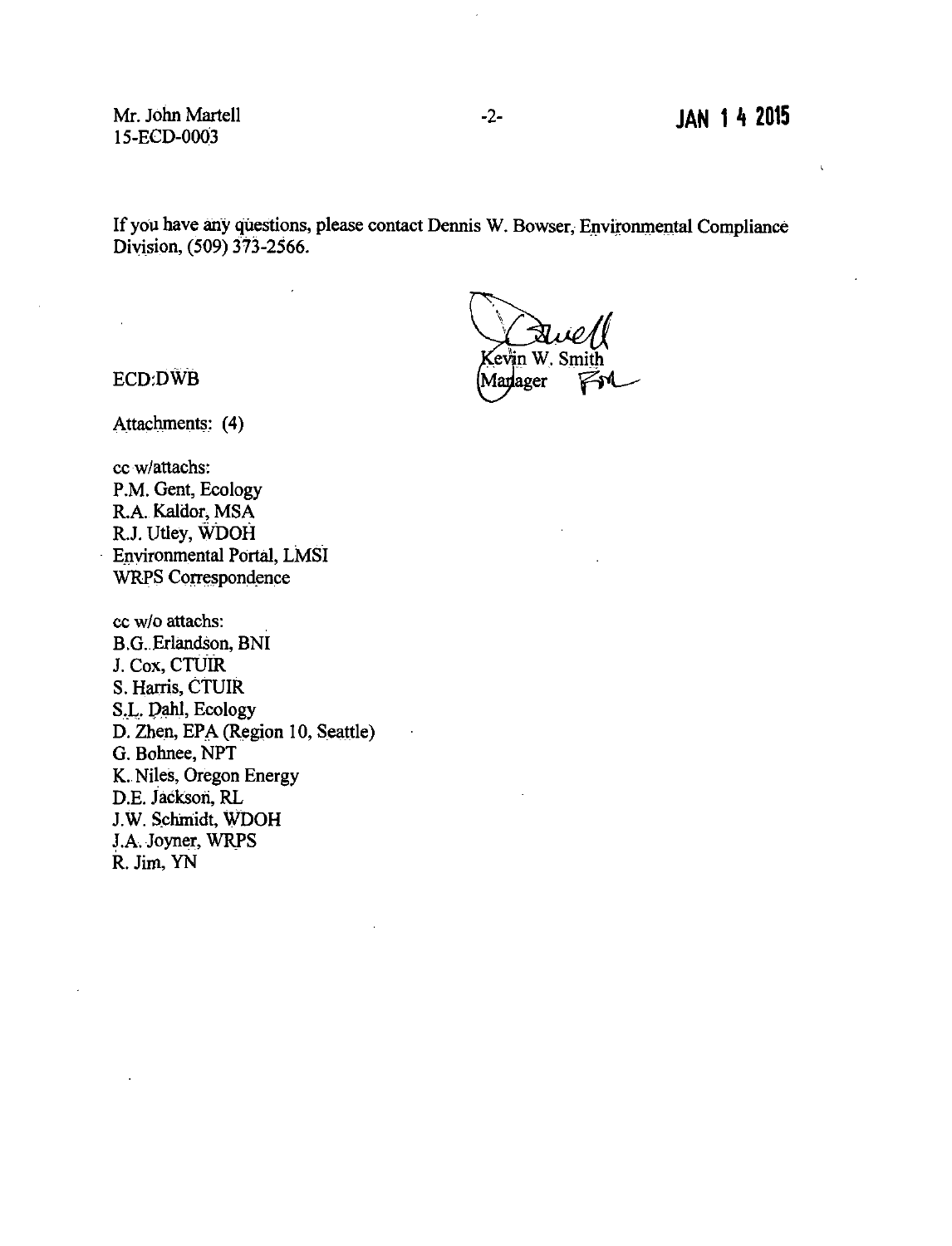Mr. John Martell
15-ECD-0003

JAN 14 2015

If you have any questions, please contact Dennis W. Bowser, Environmental Compliance Division, (509) 373-2566.

Kevin W. Smith
Manager

ECD:DWB

Attachments: (4)

cc w/attachs:
P.M. Gent, Ecology
R.A. Kaldor, MSA
R.J. Utley, WDOH
Environmental Portal, LMSI
WRPS Correspondence

cc w/o attachs:
B.G. Erlandson, BNI
J. Cox, CTUIR
S. Harris, CTUIR
S.L. Dahl, Ecology
D. Zhen, EPA (Region 10, Seattle)
G. Bohnee, NPT
K. Niles, Oregon Energy
D.E. Jackson, RL
J.W. Schmidt, WDOH
J.A. Joyner, WRPS
R. Jim, YN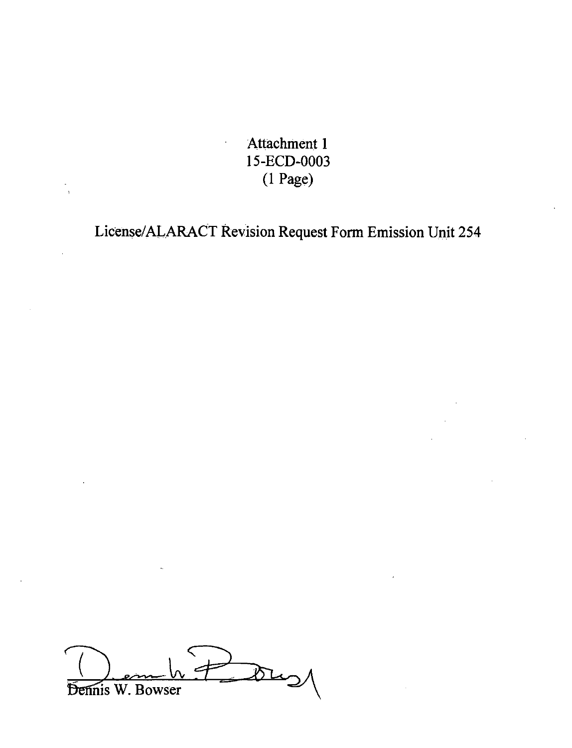Attachment 1
15-ECD-0003
(1 Page)

License/ALARACT Revision Request Form Emission Unit 254

Dennis W. Bowser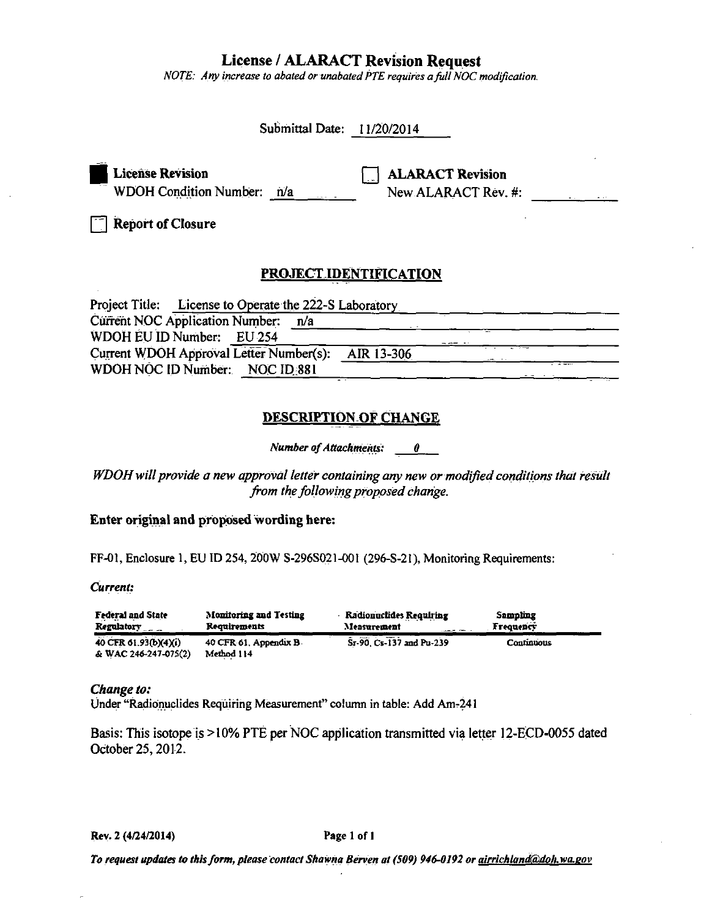# License / ALARACT Revision Request

*NOTE: Any increase to abated or unabated PTE requires a full NOC modification.*

Submittal Date: 11/20/2014

■ **License Revision**
WDOH Condition Number: n/a

☐ **ALARACT Revision**
New ALARACT Rev. #:

☐ **Report of Closure**

## PROJECT IDENTIFICATION

Project Title: License to Operate the 222-S Laboratory
Current NOC Application Number: n/a
WDOH EU ID Number: EU 254
Current WDOH Approval Letter Number(s): AIR 13-306
WDOH NOC ID Number: NOC ID 881

## DESCRIPTION OF CHANGE

*Number of Attachments:* 0

*WDOH will provide a new approval letter containing any new or modified conditions that result from the following proposed change.*

### Enter original and proposed wording here:

FF-01, Enclosure 1, EU ID 254, 200W S-296S021-001 (296-S-21), Monitoring Requirements:

***Current:***

| Federal and State Regulatory | Monitoring and Testing Requirements | Radionuclides Requiring Measurement | Sampling Frequency |
|---|---|---|---|
| 40 CFR 61.93(b)(4)(i) & WAC 246-247-075(2) | 40 CFR 61, Appendix B Method 114 | Sr-90, Cs-137 and Pu-239 | Continuous |

***Change to:***

Under "Radionuclides Requiring Measurement" column in table: Add Am-241

Basis: This isotope is >10% PTE per NOC application transmitted via letter 12-ECD-0055 dated October 25, 2012.

Rev. 2 (4/24/2014)

*To request updates to this form, please contact Shawna Berven at (509) 946-0192 or airrichland@doh.wa.gov*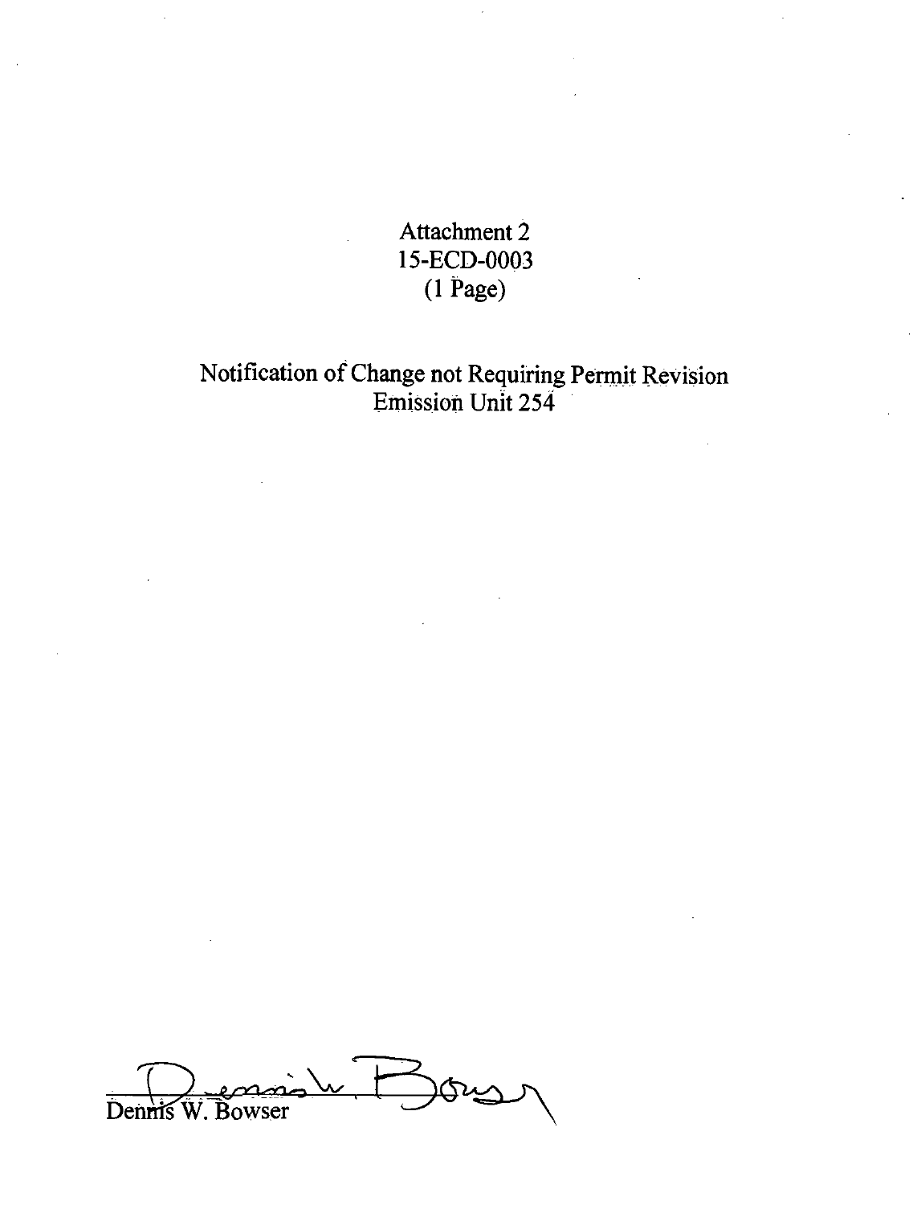Attachment 2
15-ECD-0003
(1 Page)

Notification of Change not Requiring Permit Revision
Emission Unit 254

Dennis W. Bowser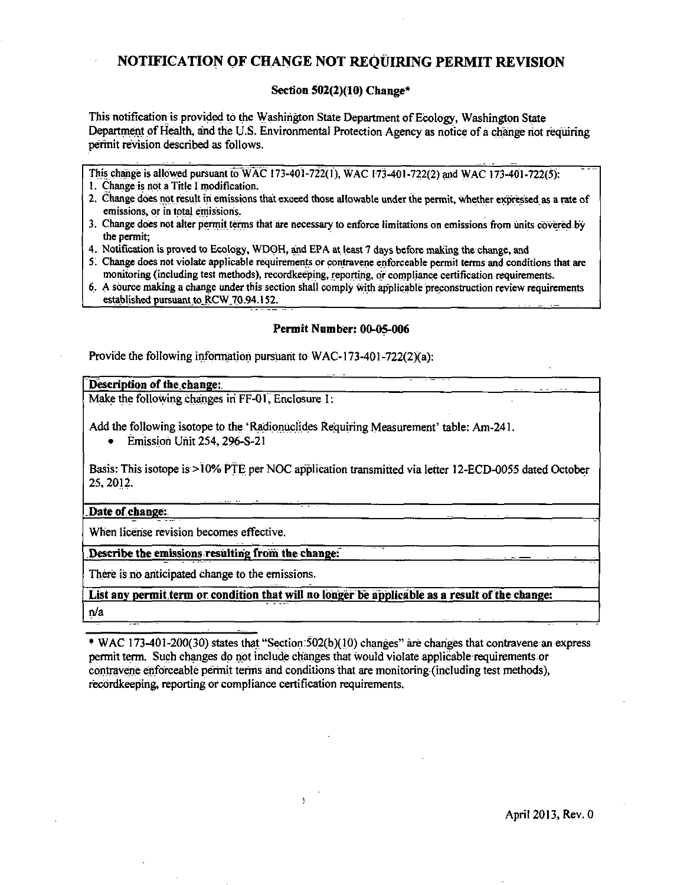# NOTIFICATION OF CHANGE NOT REQUIRING PERMIT REVISION

**Section 502(2)(10) Change***

This notification is provided to the Washington State Department of Ecology, Washington State Department of Health, and the U.S. Environmental Protection Agency as notice of a change not requiring permit revision described as follows.

This change is allowed pursuant to WAC 173-401-722(1), WAC 173-401-722(2) and WAC 173-401-722(5):

1. Change is not a Title I modification.
2. Change does not result in emissions that exceed those allowable under the permit, whether expressed as a rate of emissions, or in total emissions.
3. Change does not alter permit terms that are necessary to enforce limitations on emissions from units covered by the permit;
4. Notification is proved to Ecology, WDOH, and EPA at least 7 days before making the change, and
5. Change does not violate applicable requirements or contravene enforceable permit terms and conditions that are monitoring (including test methods), recordkeeping, reporting, or compliance certification requirements.
6. A source making a change under this section shall comply with applicable preconstruction review requirements established pursuant to RCW 70.94.152.

**Permit Number: 00-05-006**

Provide the following information pursuant to WAC-173-401-722(2)(a):

| **Description of the change:** |
|---|
| Make the following changes in FF-01, Enclosure 1:<br><br>Add the following isotope to the 'Radionuclides Requiring Measurement' table: Am-241.<br>• Emission Unit 254, 296-S-21<br><br>Basis: This isotope is >10% PTE per NOC application transmitted via letter 12-ECD-0055 dated October 25, 2012. |
| **Date of change:** |
| When license revision becomes effective. |
| **Describe the emissions resulting from the change:** |
| There is no anticipated change to the emissions. |
| **List any permit term or condition that will no longer be applicable as a result of the change:** |
| n/a |

\* WAC 173-401-200(30) states that "Section 502(b)(10) changes" are changes that contravene an express permit term. Such changes do not include changes that would violate applicable requirements or contravene enforceable permit terms and conditions that are monitoring (including test methods), recordkeeping, reporting or compliance certification requirements.

April 2013, Rev. 0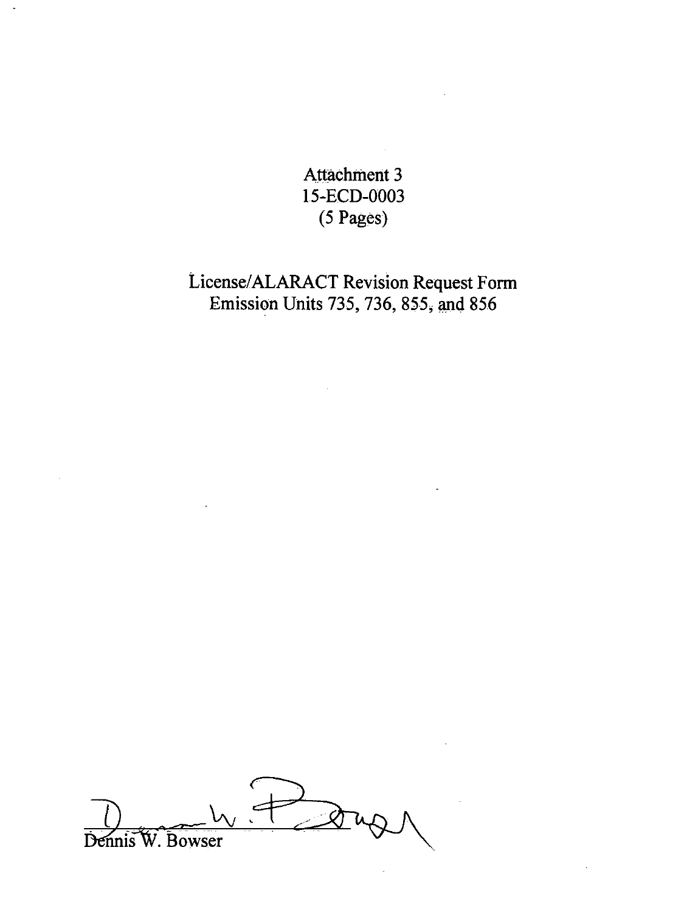Attachment 3
15-ECD-0003
(5 Pages)

License/ALARACT Revision Request Form
Emission Units 735, 736, 855, and 856

Dennis W. Bowser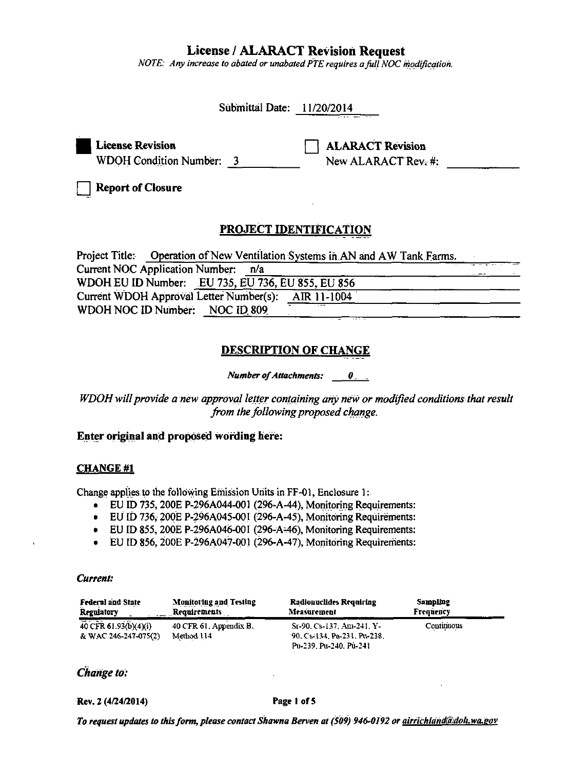# License / ALARACT Revision Request

*NOTE: Any increase to abated or unabated PTE requires a full NOC modification.*

Submittal Date: 11/20/2014

■ **License Revision**
WDOH Condition Number: 3

☐ **ALARACT Revision**
New ALARACT Rev. #:

☐ **Report of Closure**

## PROJECT IDENTIFICATION

Project Title: Operation of New Ventilation Systems in AN and AW Tank Farms.
Current NOC Application Number: n/a
WDOH EU ID Number: EU 735, EU 736, EU 855, EU 856
Current WDOH Approval Letter Number(s): AIR 11-1004
WDOH NOC ID Number: NOC ID 809

## DESCRIPTION OF CHANGE

*Number of Attachments:* 0

*WDOH will provide a new approval letter containing any new or modified conditions that result from the following proposed change.*

### Enter original and proposed wording here:

**CHANGE #1**

Change applies to the following Emission Units in FF-01, Enclosure 1:

- EU ID 735, 200E P-296A044-001 (296-A-44), Monitoring Requirements:
- EU ID 736, 200E P-296A045-001 (296-A-45), Monitoring Requirements:
- EU ID 855, 200E P-296A046-001 (296-A-46), Monitoring Requirements:
- EU ID 856, 200E P-296A047-001 (296-A-47), Monitoring Requirements:

***Current:***

| Federal and State Regulatory | Monitoring and Testing Requirements | Radionuclides Requiring Measurement | Sampling Frequency |
|---|---|---|---|
| 40 CFR 61.93(b)(4)(i) & WAC 246-247-075(2) | 40 CFR 61, Appendix B, Method 114 | Sr-90, Cs-137, Am-241, Y-90, Cs-134, Pa-231, Pu-238, Pu-239, Pu-240, Pu-241 | Continuous |

***Change to:***

Rev. 2 (4/24/2014)

*To request updates to this form, please contact Shawna Berven at (509) 946-0192 or airrichland@doh.wa.gov*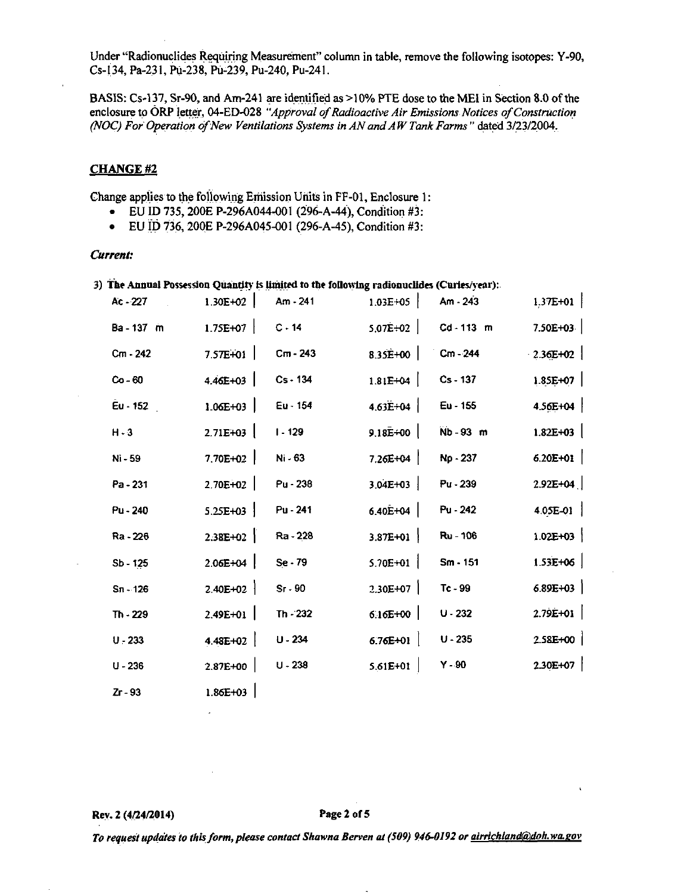Under "Radionuclides Requiring Measurement" column in table, remove the following isotopes: Y-90, Cs-134, Pa-231, Pu-238, Pu-239, Pu-240, Pu-241.

BASIS: Cs-137, Sr-90, and Am-241 are identified as >10% PTE dose to the MEI in Section 8.0 of the enclosure to ORP letter, 04-ED-028 *"Approval of Radioactive Air Emissions Notices of Construction (NOC) For Operation of New Ventilations Systems in AN and AW Tank Farms"* dated 3/23/2004.

## CHANGE #2

Change applies to the following Emission Units in FF-01, Enclosure 1:

- EU ID 735, 200E P-296A044-001 (296-A-44), Condition #3:
- EU ID 736, 200E P-296A045-001 (296-A-45), Condition #3:

***Current:***

**3) The Annual Possession Quantity is limited to the following radionuclides (Curies/year):**

| | | | | | |
|---|---|---|---|---|---|
| Ac - 227 | 1.30E+02 | Am - 241 | 1.03E+05 | Am - 243 | 1.37E+01 |
| Ba - 137 m | 1.75E+07 | C - 14 | 5.07E+02 | Cd - 113 m | 7.50E+03 |
| Cm - 242 | 7.57E+01 | Cm - 243 | 8.35E+00 | Cm - 244 | 2.36E+02 |
| Co - 60 | 4.46E+03 | Cs - 134 | 1.81E+04 | Cs - 137 | 1.85E+07 |
| Eu - 152 | 1.06E+03 | Eu - 154 | 4.63E+04 | Eu - 155 | 4.56E+04 |
| H - 3 | 2.71E+03 | I - 129 | 9.18E+00 | Nb - 93 m | 1.82E+03 |
| Ni - 59 | 7.70E+02 | Ni - 63 | 7.26E+04 | Np - 237 | 6.20E+01 |
| Pa - 231 | 2.70E+02 | Pu - 238 | 3.04E+03 | Pu - 239 | 2.92E+04 |
| Pu - 240 | 5.25E+03 | Pu - 241 | 6.40E+04 | Pu - 242 | 4.05E-01 |
| Ra - 226 | 2.38E+02 | Ra - 228 | 3.87E+01 | Ru - 106 | 1.02E+03 |
| Sb - 125 | 2.06E+04 | Se - 79 | 5.70E+01 | Sm - 151 | 1.53E+06 |
| Sn - 126 | 2.40E+02 | Sr - 90 | 2.30E+07 | Tc - 99 | 6.89E+03 |
| Th - 229 | 2.49E+01 | Th - 232 | 6.16E+00 | U - 232 | 2.79E+01 |
| U - 233 | 4.48E+02 | U - 234 | 6.76E+01 | U - 235 | 2.58E+00 |
| U - 236 | 2.87E+00 | U - 238 | 5.61E+01 | Y - 90 | 2.30E+07 |
| Zr - 93 | 1.86E+03 | | | | |

Rev. 2 (4/24/2014)

*To request updates to this form, please contact Shawna Berven at (509) 946-0192 or airrichland@doh.wa.gov*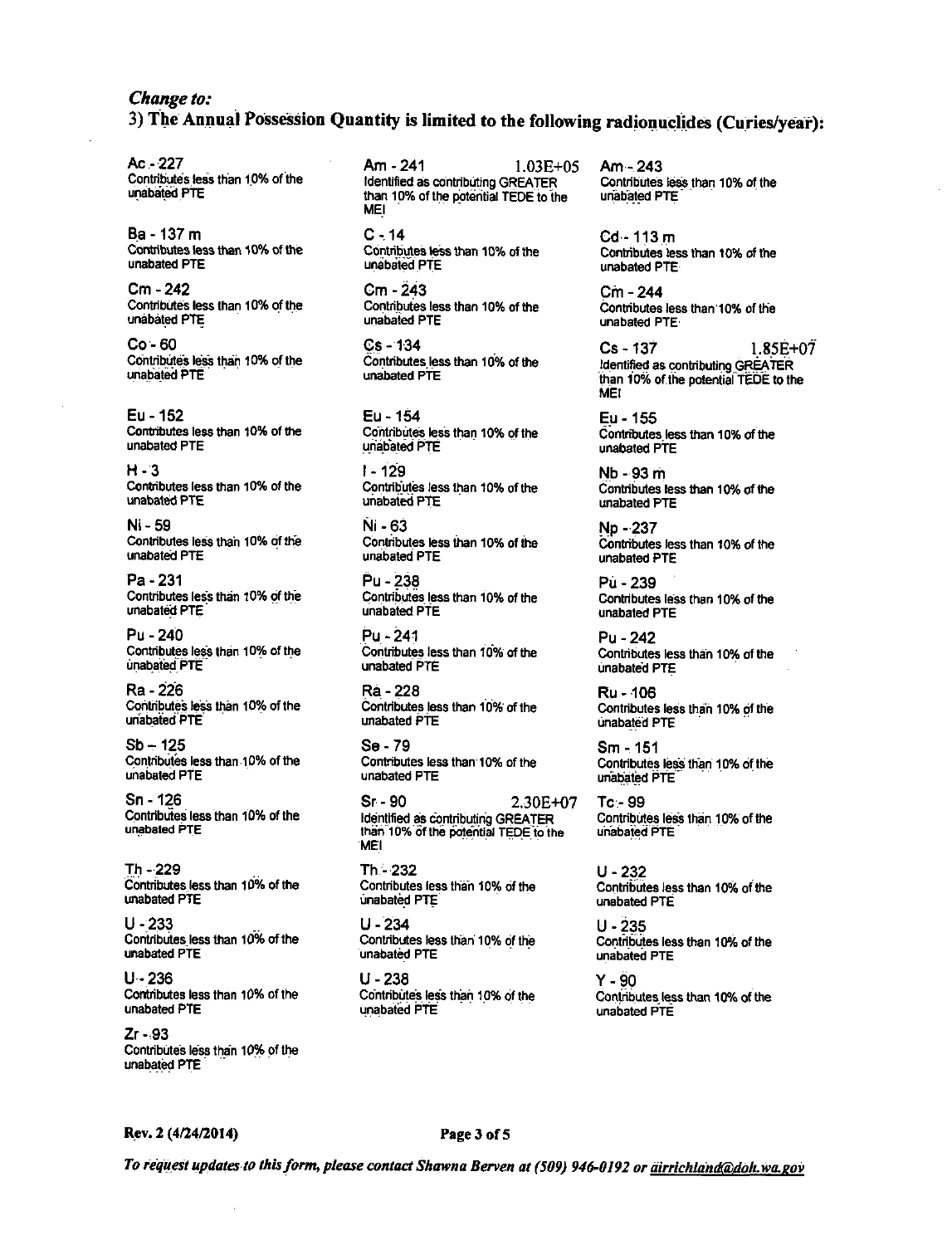*Change to:*

**3) The Annual Possession Quantity is limited to the following radionuclides (Curies/year):**

| Radionuclide | Quantity | Note |
|---|---|---|
| Ac - 227 | | Contributes less than 10% of the unabated PTE |
| Am - 241 | 1.03E+05 | Identified as contributing GREATER than 10% of the potential TEDE to the MEI |
| Am - 243 | | Contributes less than 10% of the unabated PTE |
| Ba - 137 m | | Contributes less than 10% of the unabated PTE |
| C - 14 | | Contributes less than 10% of the unabated PTE |
| Cd - 113 m | | Contributes less than 10% of the unabated PTE |
| Cm - 242 | | Contributes less than 10% of the unabated PTE |
| Cm - 243 | | Contributes less than 10% of the unabated PTE |
| Cm - 244 | | Contributes less than 10% of the unabated PTE |
| Co - 60 | | Contributes less than 10% of the unabated PTE |
| Cs - 134 | | Contributes less than 10% of the unabated PTE |
| Cs - 137 | 1.85E+07 | Identified as contributing GREATER than 10% of the potential TEDE to the MEI |
| Eu - 152 | | Contributes less than 10% of the unabated PTE |
| Eu - 154 | | Contributes less than 10% of the unabated PTE |
| Eu - 155 | | Contributes less than 10% of the unabated PTE |
| H - 3 | | Contributes less than 10% of the unabated PTE |
| I - 129 | | Contributes less than 10% of the unabated PTE |
| Nb - 93 m | | Contributes less than 10% of the unabated PTE |
| Ni - 59 | | Contributes less than 10% of the unabated PTE |
| Ni - 63 | | Contributes less than 10% of the unabated PTE |
| Np - 237 | | Contributes less than 10% of the unabated PTE |
| Pa - 231 | | Contributes less than 10% of the unabated PTE |
| Pu - 238 | | Contributes less than 10% of the unabated PTE |
| Pu - 239 | | Contributes less than 10% of the unabated PTE |
| Pu - 240 | | Contributes less than 10% of the unabated PTE |
| Pu - 241 | | Contributes less than 10% of the unabated PTE |
| Pu - 242 | | Contributes less than 10% of the unabated PTE |
| Ra - 226 | | Contributes less than 10% of the unabated PTE |
| Ra - 228 | | Contributes less than 10% of the unabated PTE |
| Ru - 106 | | Contributes less than 10% of the unabated PTE |
| Sb – 125 | | Contributes less than 10% of the unabated PTE |
| Se - 79 | | Contributes less than 10% of the unabated PTE |
| Sm - 151 | | Contributes less than 10% of the unabated PTE |
| Sn - 126 | | Contributes less than 10% of the unabated PTE |
| Sr - 90 | 2.30E+07 | Identified as contributing GREATER than 10% of the potential TEDE to the MEI |
| Tc - 99 | | Contributes less than 10% of the unabated PTE |
| Th - 229 | | Contributes less than 10% of the unabated PTE |
| Th - 232 | | Contributes less than 10% of the unabated PTE |
| U - 232 | | Contributes less than 10% of the unabated PTE |
| U - 233 | | Contributes less than 10% of the unabated PTE |
| U - 234 | | Contributes less than 10% of the unabated PTE |
| U - 235 | | Contributes less than 10% of the unabated PTE |
| U - 236 | | Contributes less than 10% of the unabated PTE |
| U - 238 | | Contributes less than 10% of the unabated PTE |
| Y - 90 | | Contributes less than 10% of the unabated PTE |
| Zr - 93 | | Contributes less than 10% of the unabated PTE |

**Rev. 2 (4/24/2014)**

*To request updates to this form, please contact Shawna Berven at (509) 946-0192 or airrichland@doh.wa.gov*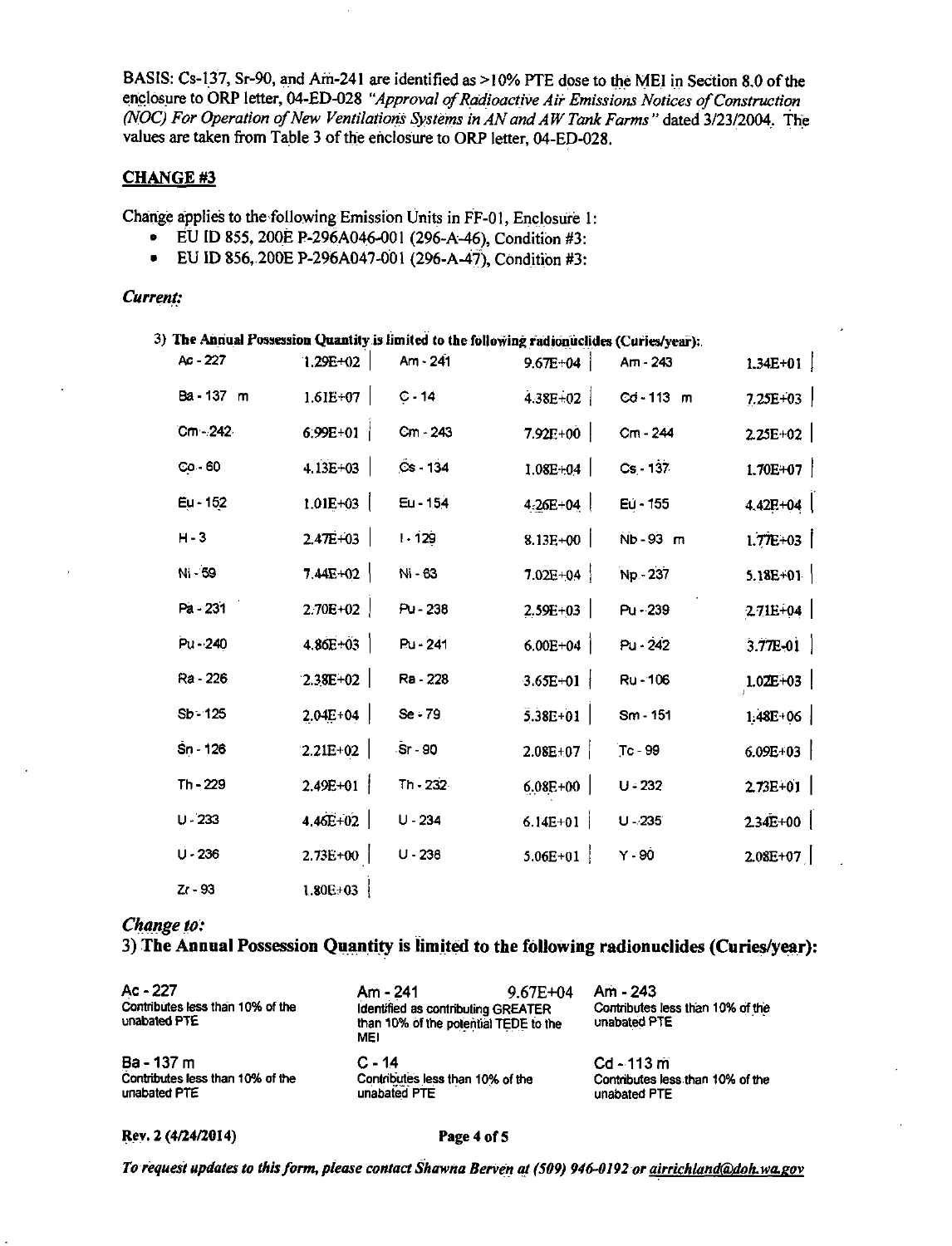BASIS: Cs-137, Sr-90, and Am-241 are identified as >10% PTE dose to the MEI in Section 8.0 of the enclosure to ORP letter, 04-ED-028 *"Approval of Radioactive Air Emissions Notices of Construction (NOC) For Operation of New Ventilations Systems in AN and AW Tank Farms"* dated 3/23/2004. The values are taken from Table 3 of the enclosure to ORP letter, 04-ED-028.

## CHANGE #3

Change applies to the following Emission Units in FF-01, Enclosure 1:

- EU ID 855, 200E P-296A046-001 (296-A-46), Condition #3:
- EU ID 856, 200E P-296A047-001 (296-A-47), Condition #3:

### *Current:*

3) **The Annual Possession Quantity is limited to the following radionuclides (Curies/year):**

| | | | | | |
|---|---|---|---|---|---|
| Ac - 227 | 1.29E+02 | Am - 241 | 9.67E+04 | Am - 243 | 1.34E+01 |
| Ba - 137 m | 1.61E+07 | C - 14 | 4.38E+02 | Cd - 113 m | 7.25E+03 |
| Cm - 242 | 6.99E+01 | Cm - 243 | 7.92E+00 | Cm - 244 | 2.25E+02 |
| Co - 60 | 4.13E+03 | Cs - 134 | 1.08E+04 | Cs - 137 | 1.70E+07 |
| Eu - 152 | 1.01E+03 | Eu - 154 | 4.26E+04 | Eu - 155 | 4.42E+04 |
| H - 3 | 2.47E+03 | I - 129 | 8.13E+00 | Nb - 93 m | 1.77E+03 |
| Ni - 59 | 7.44E+02 | Ni - 63 | 7.02E+04 | Np - 237 | 5.18E+01 |
| Pa - 231 | 2.70E+02 | Pu - 238 | 2.59E+03 | Pu - 239 | 2.71E+04 |
| Pu - 240 | 4.86E+03 | Pu - 241 | 6.00E+04 | Pu - 242 | 3.77E-01 |
| Ra - 226 | 2.38E+02 | Ra - 228 | 3.65E+01 | Ru - 106 | 1.02E+03 |
| Sb - 125 | 2.04E+04 | Se - 79 | 5.38E+01 | Sm - 151 | 1.48E+06 |
| Sn - 126 | 2.21E+02 | Sr - 90 | 2.08E+07 | Tc - 99 | 6.09E+03 |
| Th - 229 | 2.49E+01 | Th - 232 | 6.08E+00 | U - 232 | 2.73E+01 |
| U - 233 | 4.46E+02 | U - 234 | 6.14E+01 | U - 235 | 2.34E+00 |
| U - 236 | 2.73E+00 | U - 238 | 5.06E+01 | Y - 90 | 2.08E+07 |
| Zr - 93 | 1.80E+03 | | | | |

### *Change to:*

3) **The Annual Possession Quantity is limited to the following radionuclides (Curies/year):**

| | | |
|---|---|---|
| Ac - 227<br>Contributes less than 10% of the unabated PTE | Am - 241 9.67E+04<br>Identified as contributing GREATER than 10% of the potential TEDE to the MEI | Am - 243<br>Contributes less than 10% of the unabated PTE |
| Ba - 137 m<br>Contributes less than 10% of the unabated PTE | C - 14<br>Contributes less than 10% of the unabated PTE | Cd - 113 m<br>Contributes less than 10% of the unabated PTE |

Rev. 2 (4/24/2014)

*To request updates to this form, please contact Shawna Berven at (509) 946-0192 or airrichland@doh.wa.gov*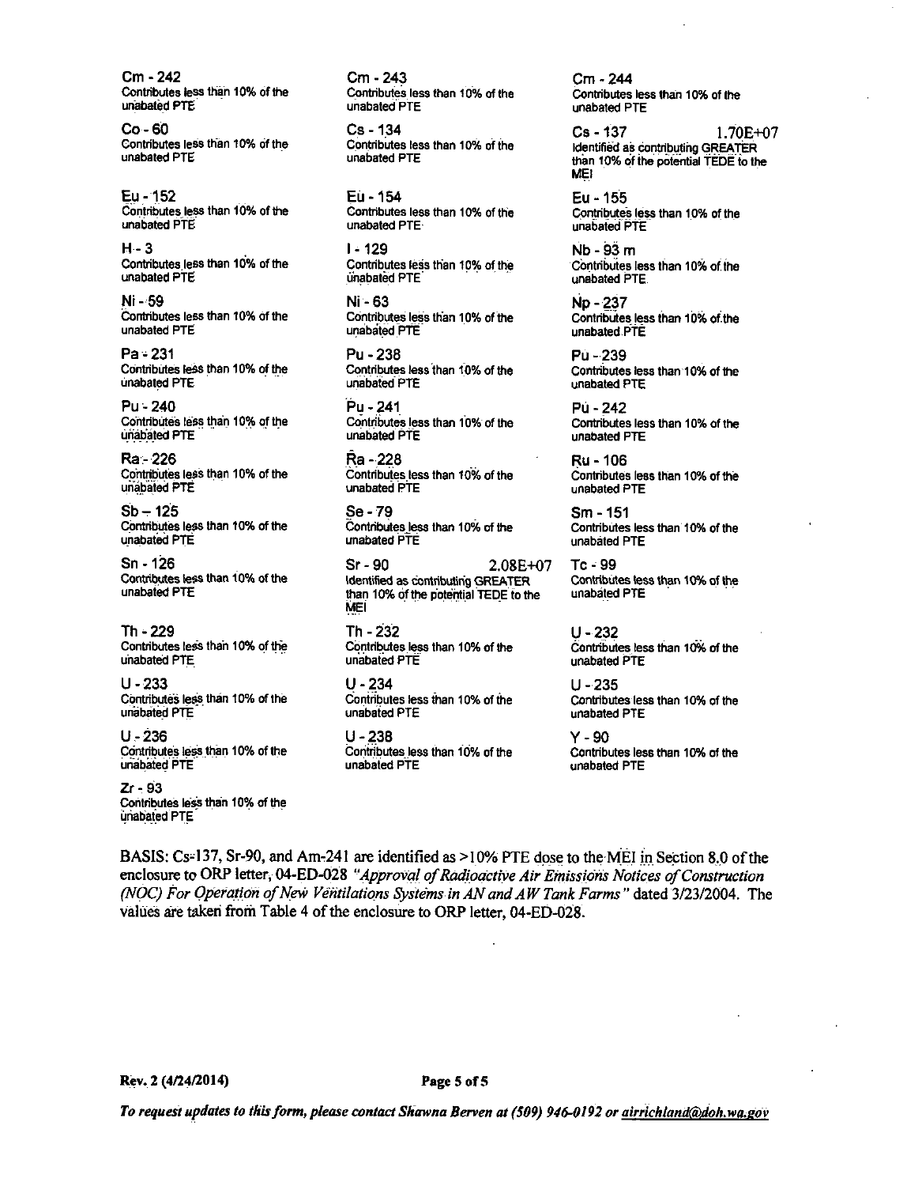Cm - 242
Contributes less than 10% of the unabated PTE

Cm - 243
Contributes less than 10% of the unabated PTE

Cm - 244
Contributes less than 10% of the unabated PTE

Co - 60
Contributes less than 10% of the unabated PTE

Cs - 134
Contributes less than 10% of the unabated PTE

Cs - 137 1.70E+07
Identified as contributing GREATER than 10% of the potential TEDE to the MEI

Eu - 152
Contributes less than 10% of the unabated PTE

Eu - 154
Contributes less than 10% of the unabated PTE

Eu - 155
Contributes less than 10% of the unabated PTE

H - 3
Contributes less than 10% of the unabated PTE

I - 129
Contributes less than 10% of the unabated PTE

Nb - 93 m
Contributes less than 10% of the unabated PTE

Ni - 59
Contributes less than 10% of the unabated PTE

Ni - 63
Contributes less than 10% of the unabated PTE

Np - 237
Contributes less than 10% of the unabated PTE

Pa - 231
Contributes less than 10% of the unabated PTE

Pu - 238
Contributes less than 10% of the unabated PTE

Pu - 239
Contributes less than 10% of the unabated PTE

Pu - 240
Contributes less than 10% of the unabated PTE

Pu - 241
Contributes less than 10% of the unabated PTE

Pu - 242
Contributes less than 10% of the unabated PTE

Ra - 226
Contributes less than 10% of the unabated PTE

Ra - 228
Contributes less than 10% of the unabated PTE

Ru - 106
Contributes less than 10% of the unabated PTE

Sb - 125
Contributes less than 10% of the unabated PTE

Se - 79
Contributes less than 10% of the unabated PTE

Sm - 151
Contributes less than 10% of the unabated PTE

Sn - 126
Contributes less than 10% of the unabated PTE

Sr - 90 2.08E+07
Identified as contributing GREATER than 10% of the potential TEDE to the MEI

Tc - 99
Contributes less than 10% of the unabated PTE

Th - 229
Contributes less than 10% of the unabated PTE

Th - 232
Contributes less than 10% of the unabated PTE

U - 232
Contributes less than 10% of the unabated PTE

U - 233
Contributes less than 10% of the unabated PTE

U - 234
Contributes less than 10% of the unabated PTE

U - 235
Contributes less than 10% of the unabated PTE

U - 236
Contributes less than 10% of the unabated PTE

U - 238
Contributes less than 10% of the unabated PTE

Y - 90
Contributes less than 10% of the unabated PTE

Zr - 93
Contributes less than 10% of the unabated PTE

BASIS: Cs-137, Sr-90, and Am-241 are identified as >10% PTE dose to the MEI in Section 8.0 of the enclosure to ORP letter, 04-ED-028 *"Approval of Radioactive Air Emissions Notices of Construction (NOC) For Operation of New Ventilations Systems in AN and AW Tank Farms"* dated 3/23/2004. The values are taken from Table 4 of the enclosure to ORP letter, 04-ED-028.

**Rev. 2 (4/24/2014)**

*To request updates to this form, please contact Shawna Berven at (509) 946-0192 or airrichland@doh.wa.gov*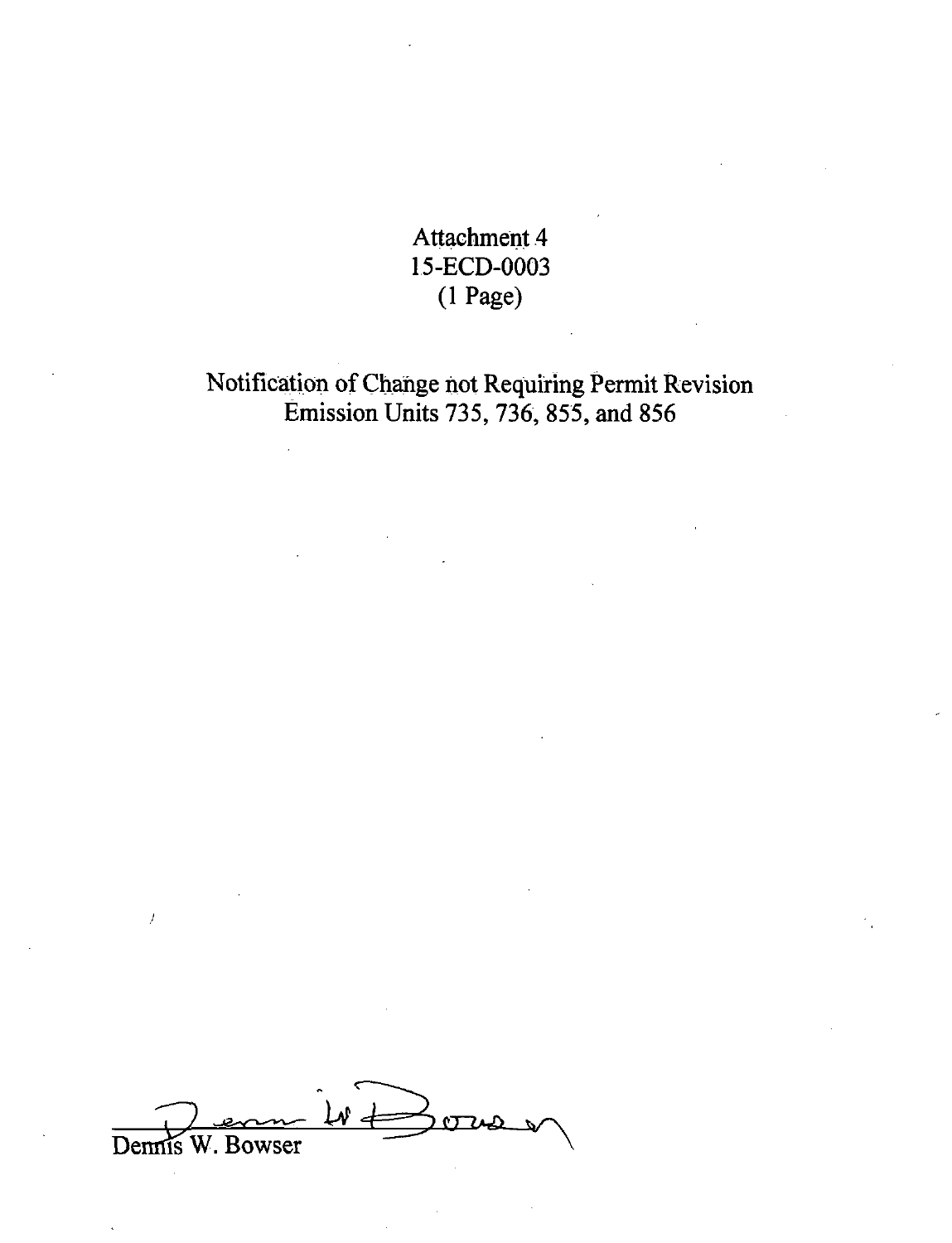Attachment 4
15-ECD-0003
(1 Page)

Notification of Change not Requiring Permit Revision
Emission Units 735, 736, 855, and 856

Dennis W. Bowser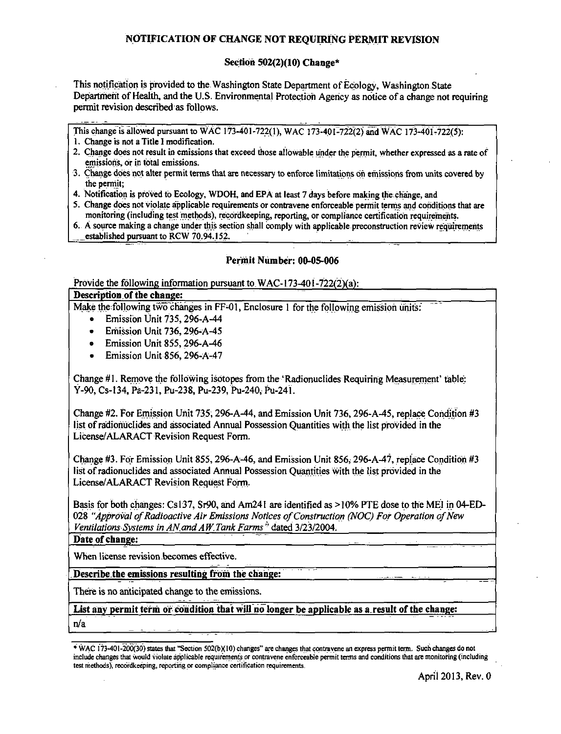# NOTIFICATION OF CHANGE NOT REQUIRING PERMIT REVISION

## Section 502(2)(10) Change*

This notification is provided to the Washington State Department of Ecology, Washington State Department of Health, and the U.S. Environmental Protection Agency as notice of a change not requiring permit revision described as follows.

| |
|---|
| This change is allowed pursuant to WAC 173-401-722(1), WAC 173-401-722(2) and WAC 173-401-722(5):<br>1. Change is not a Title I modification.<br>2. Change does not result in emissions that exceed those allowable under the permit, whether expressed as a rate of emissions, or in total emissions.<br>3. Change does not alter permit terms that are necessary to enforce limitations on emissions from units covered by the permit;<br>4. Notification is proved to Ecology, WDOH, and EPA at least 7 days before making the change, and<br>5. Change does not violate applicable requirements or contravene enforceable permit terms and conditions that are monitoring (including test methods), recordkeeping, reporting, or compliance certification requirements.<br>6. A source making a change under this section shall comply with applicable preconstruction review requirements established pursuant to RCW 70.94.152. |

**Permit Number: 00-05-006**

Provide the following information pursuant to WAC-173-401-722(2)(a):

**Description of the change:**

Make the following two changes in FF-01, Enclosure 1 for the following emission units:

- Emission Unit 735, 296-A-44
- Emission Unit 736, 296-A-45
- Emission Unit 855, 296-A-46
- Emission Unit 856, 296-A-47

Change #1. Remove the following isotopes from the 'Radionuclides Requiring Measurement' table: Y-90, Cs-134, Pa-231, Pu-238, Pu-239, Pu-240, Pu-241.

Change #2. For Emission Unit 735, 296-A-44, and Emission Unit 736, 296-A-45, replace Condition #3 list of radionuclides and associated Annual Possession Quantities with the list provided in the License/ALARACT Revision Request Form.

Change #3. For Emission Unit 855, 296-A-46, and Emission Unit 856, 296-A-47, replace Condition #3 list of radionuclides and associated Annual Possession Quantities with the list provided in the License/ALARACT Revision Request Form.

Basis for both changes: Cs137, Sr90, and Am241 are identified as >10% PTE dose to the MEI in 04-ED-028 *"Approval of Radioactive Air Emissions Notices of Construction (NOC) For Operation of New Ventilations Systems in AN and AW Tank Farms"* dated 3/23/2004.

**Date of change:**

When license revision becomes effective.

**Describe the emissions resulting from the change:**

There is no anticipated change to the emissions.

**List any permit term or condition that will no longer be applicable as a result of the change:**

n/a

* WAC 173-401-200(30) states that "Section 502(b)(10) changes" are changes that contravene an express permit term. Such changes do not include changes that would violate applicable requirements or contravene enforceable permit terms and conditions that are monitoring (including test methods), recordkeeping, reporting or compliance certification requirements.

April 2013, Rev. 0